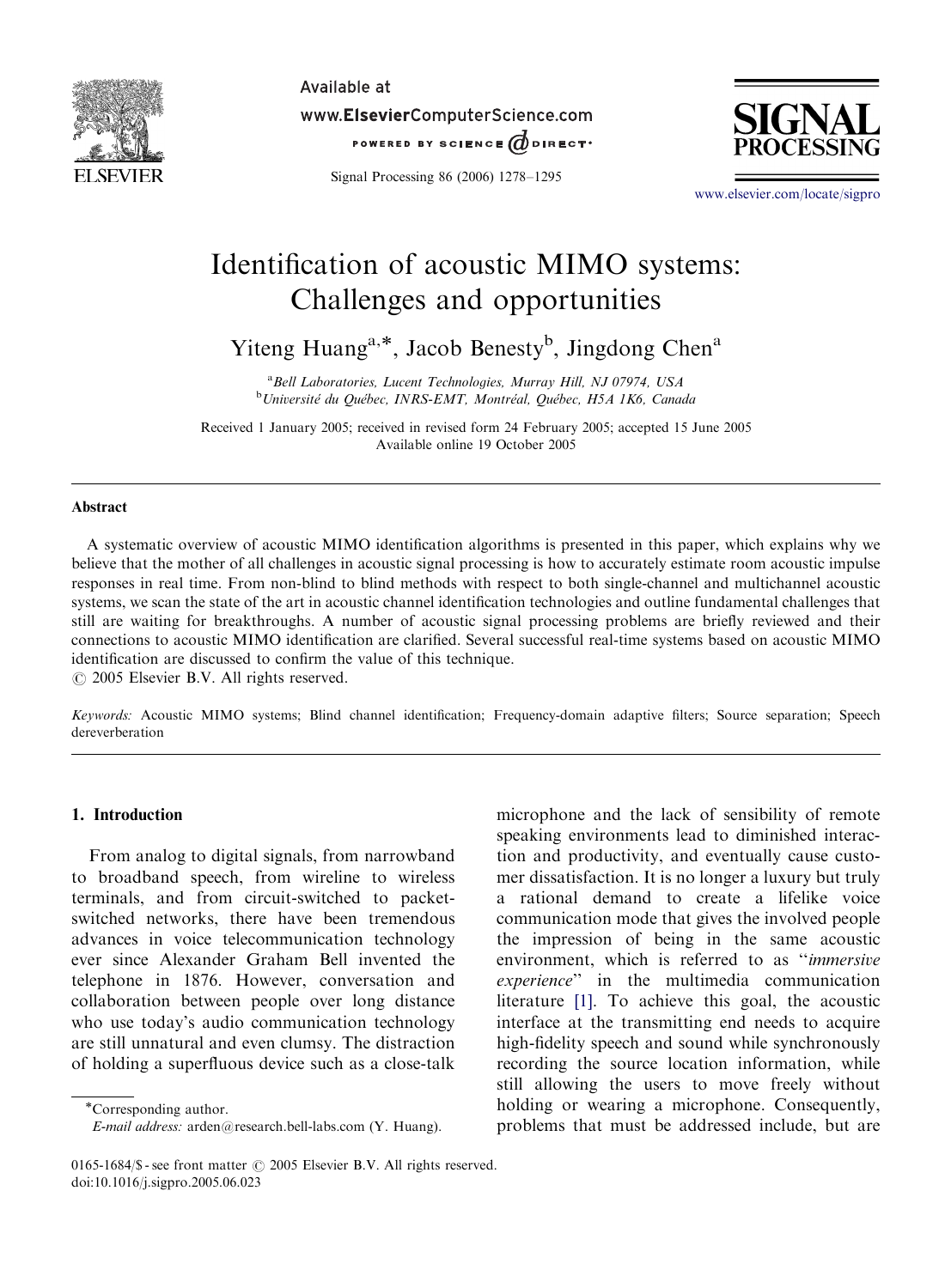# Identification of acoustic MIMO systems: Challenges and opportunities

Yiteng Huang[a,*], Jacob Benesty[b], Jingdong Chen[a]

[a] Bell Laboratories, Lucent Technologies, Murray Hill, NJ 07974, USA
[b] Université du Québec, INRS-EMT, Montréal, Québec, H5A 1K6, Canada

Received 1 January 2005; received in revised form 24 February 2005; accepted 15 June 2005
Available online 19 October 2005

## Abstract

A systematic overview of acoustic MIMO identification algorithms is presented in this paper, which explains why we believe that the mother of all challenges in acoustic signal processing is how to accurately estimate room acoustic impulse responses in real time. From non-blind to blind methods with respect to both single-channel and multichannel acoustic systems, we scan the state of the art in acoustic channel identification technologies and outline fundamental challenges that still are waiting for breakthroughs. A number of acoustic signal processing problems are briefly reviewed and their connections to acoustic MIMO identification are clarified. Several successful real-time systems based on acoustic MIMO identification are discussed to confirm the value of this technique.
© 2005 Elsevier B.V. All rights reserved.

*Keywords:* Acoustic MIMO systems; Blind channel identification; Frequency-domain adaptive filters; Source separation; Speech dereverberation

## 1. Introduction

From analog to digital signals, from narrowband to broadband speech, from wireline to wireless terminals, and from circuit-switched to packet-switched networks, there have been tremendous advances in voice telecommunication technology ever since Alexander Graham Bell invented the telephone in 1876. However, conversation and collaboration between people over long distance who use today's audio communication technology are still unnatural and even clumsy. The distraction of holding a superfluous device such as a close-talk microphone and the lack of sensibility of remote speaking environments lead to diminished interaction and productivity, and eventually cause customer dissatisfaction. It is no longer a luxury but truly a rational demand to create a lifelike voice communication mode that gives the involved people the impression of being in the same acoustic environment, which is referred to as "*immersive experience*" in the multimedia communication literature [1]. To achieve this goal, the acoustic interface at the transmitting end needs to acquire high-fidelity speech and sound while synchronously recording the source location information, while still allowing the users to move freely without holding or wearing a microphone. Consequently, problems that must be addressed include, but are

*Corresponding author.
*E-mail address:* arden@research.bell-labs.com (Y. Huang).

0165-1684/$ - see front matter © 2005 Elsevier B.V. All rights reserved.
doi:10.1016/j.sigpro.2005.06.023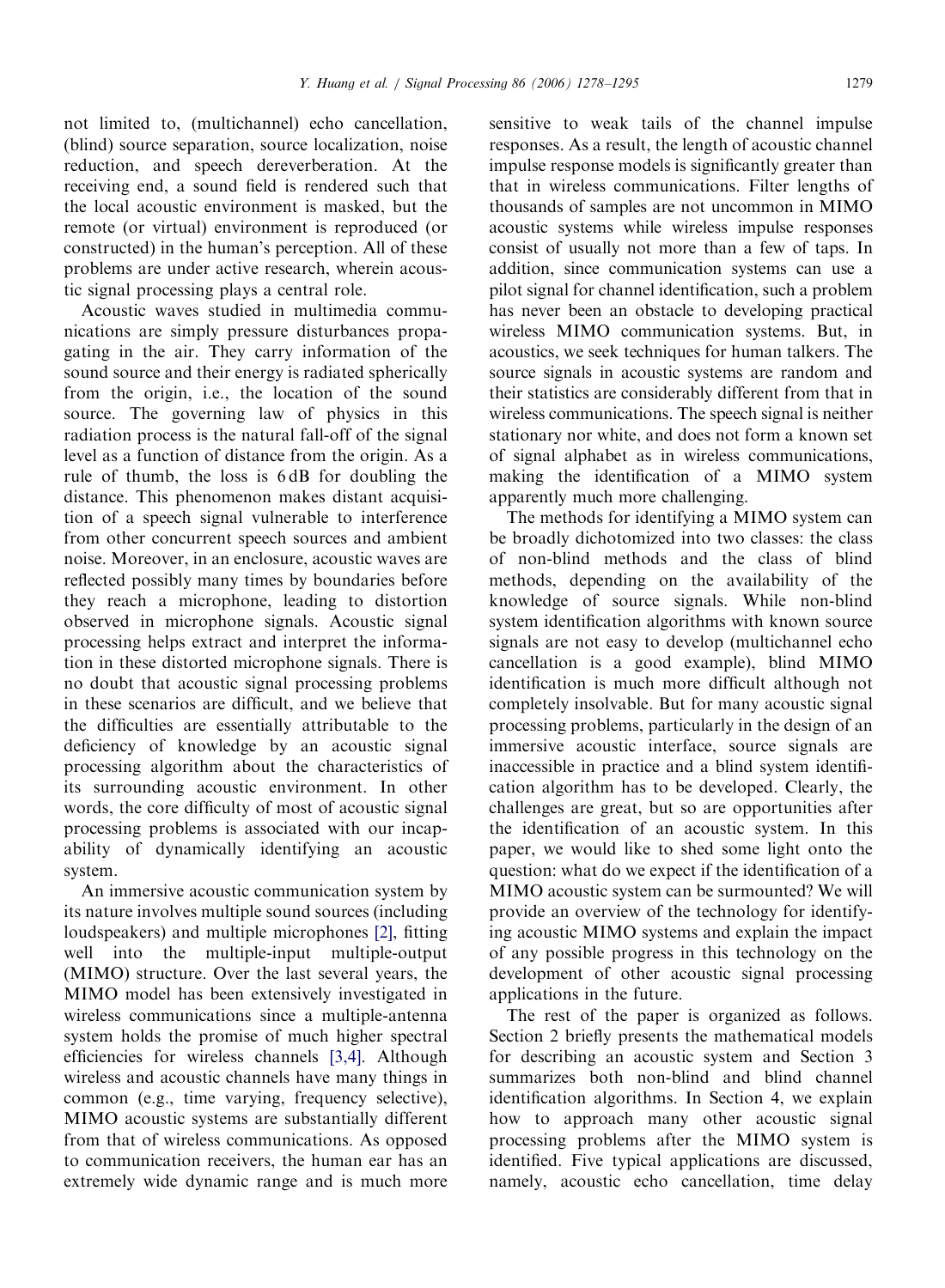not limited to, (multichannel) echo cancellation, (blind) source separation, source localization, noise reduction, and speech dereverberation. At the receiving end, a sound field is rendered such that the local acoustic environment is masked, but the remote (or virtual) environment is reproduced (or constructed) in the human's perception. All of these problems are under active research, wherein acoustic signal processing plays a central role.

Acoustic waves studied in multimedia communications are simply pressure disturbances propagating in the air. They carry information of the sound source and their energy is radiated spherically from the origin, i.e., the location of the sound source. The governing law of physics in this radiation process is the natural fall-off of the signal level as a function of distance from the origin. As a rule of thumb, the loss is 6 dB for doubling the distance. This phenomenon makes distant acquisition of a speech signal vulnerable to interference from other concurrent speech sources and ambient noise. Moreover, in an enclosure, acoustic waves are reflected possibly many times by boundaries before they reach a microphone, leading to distortion observed in microphone signals. Acoustic signal processing helps extract and interpret the information in these distorted microphone signals. There is no doubt that acoustic signal processing problems in these scenarios are difficult, and we believe that the difficulties are essentially attributable to the deficiency of knowledge by an acoustic signal processing algorithm about the characteristics of its surrounding acoustic environment. In other words, the core difficulty of most of acoustic signal processing problems is associated with our incapability of dynamically identifying an acoustic system.

An immersive acoustic communication system by its nature involves multiple sound sources (including loudspeakers) and multiple microphones [2], fitting well into the multiple-input multiple-output (MIMO) structure. Over the last several years, the MIMO model has been extensively investigated in wireless communications since a multiple-antenna system holds the promise of much higher spectral efficiencies for wireless channels [3,4]. Although wireless and acoustic channels have many things in common (e.g., time varying, frequency selective), MIMO acoustic systems are substantially different from that of wireless communications. As opposed to communication receivers, the human ear has an extremely wide dynamic range and is much more sensitive to weak tails of the channel impulse responses. As a result, the length of acoustic channel impulse response models is significantly greater than that in wireless communications. Filter lengths of thousands of samples are not uncommon in MIMO acoustic systems while wireless impulse responses consist of usually not more than a few of taps. In addition, since communication systems can use a pilot signal for channel identification, such a problem has never been an obstacle to developing practical wireless MIMO communication systems. But, in acoustics, we seek techniques for human talkers. The source signals in acoustic systems are random and their statistics are considerably different from that in wireless communications. The speech signal is neither stationary nor white, and does not form a known set of signal alphabet as in wireless communications, making the identification of a MIMO system apparently much more challenging.

The methods for identifying a MIMO system can be broadly dichotomized into two classes: the class of non-blind methods and the class of blind methods, depending on the availability of the knowledge of source signals. While non-blind system identification algorithms with known source signals are not easy to develop (multichannel echo cancellation is a good example), blind MIMO identification is much more difficult although not completely insolvable. But for many acoustic signal processing problems, particularly in the design of an immersive acoustic interface, source signals are inaccessible in practice and a blind system identification algorithm has to be developed. Clearly, the challenges are great, but so are opportunities after the identification of an acoustic system. In this paper, we would like to shed some light onto the question: what do we expect if the identification of a MIMO acoustic system can be surmounted? We will provide an overview of the technology for identifying acoustic MIMO systems and explain the impact of any possible progress in this technology on the development of other acoustic signal processing applications in the future.

The rest of the paper is organized as follows. Section 2 briefly presents the mathematical models for describing an acoustic system and Section 3 summarizes both non-blind and blind channel identification algorithms. In Section 4, we explain how to approach many other acoustic signal processing problems after the MIMO system is identified. Five typical applications are discussed, namely, acoustic echo cancellation, time delay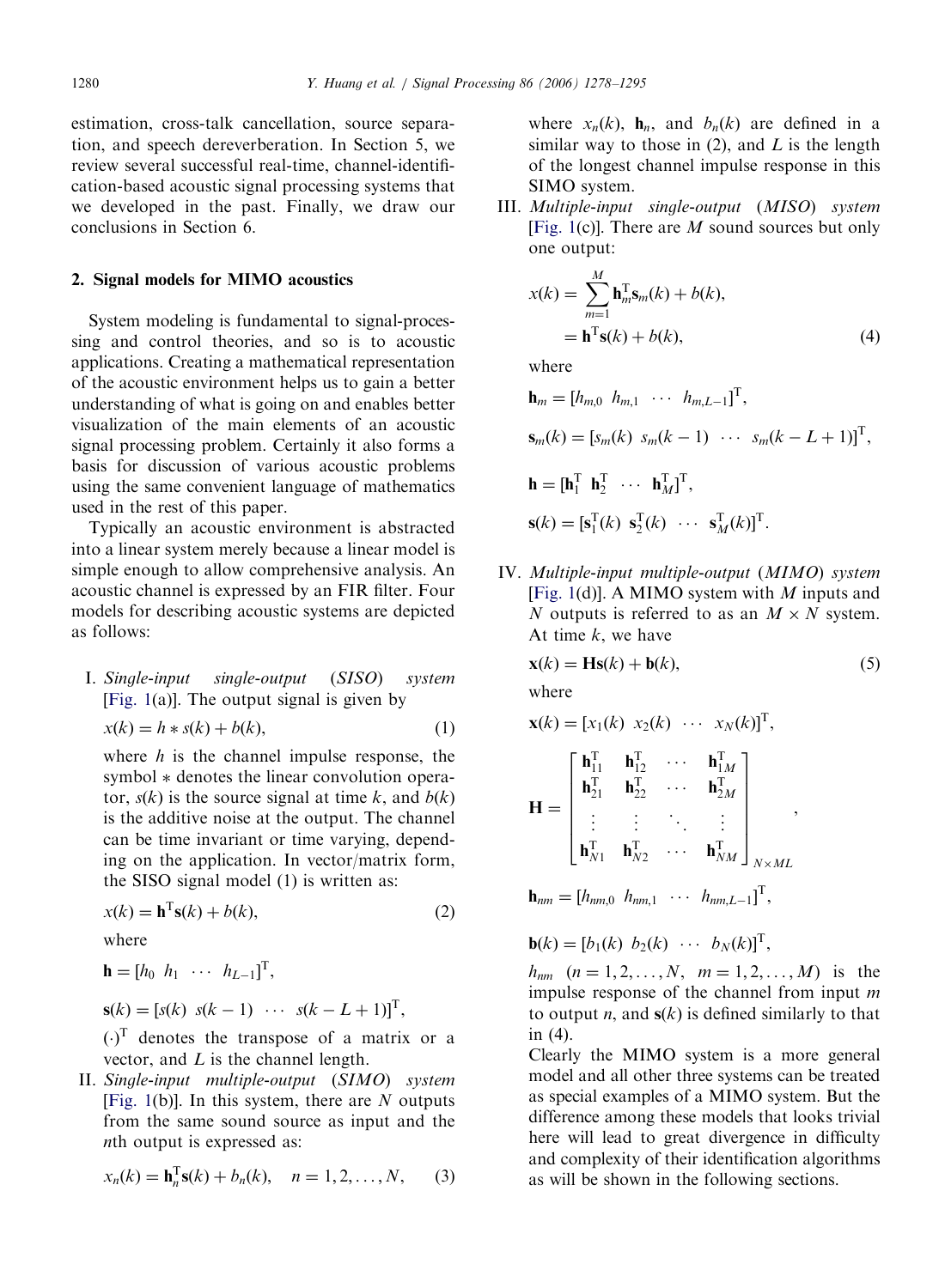estimation, cross-talk cancellation, source separation, and speech dereverberation. In Section 5, we review several successful real-time, channel-identification-based acoustic signal processing systems that we developed in the past. Finally, we draw our conclusions in Section 6.

## 2. Signal models for MIMO acoustics

System modeling is fundamental to signal-processing and control theories, and so is to acoustic applications. Creating a mathematical representation of the acoustic environment helps us to gain a better understanding of what is going on and enables better visualization of the main elements of an acoustic signal processing problem. Certainly it also forms a basis for discussion of various acoustic problems using the same convenient language of mathematics used in the rest of this paper.

Typically an acoustic environment is abstracted into a linear system merely because a linear model is simple enough to allow comprehensive analysis. An acoustic channel is expressed by an FIR filter. Four models for describing acoustic systems are depicted as follows:

I. *Single-input single-output* (*SISO*) *system* [Fig. 1(a)]. The output signal is given by

$$x(k) = h * s(k) + b(k), \tag{1}$$

where $h$ is the channel impulse response, the symbol $*$ denotes the linear convolution operator, $s(k)$ is the source signal at time $k$, and $b(k)$ is the additive noise at the output. The channel can be time invariant or time varying, depending on the application. In vector/matrix form, the SISO signal model (1) is written as:

$$x(k) = \mathbf{h}^{\mathrm{T}}\mathbf{s}(k) + b(k), \tag{2}$$

where

$$\mathbf{h} = [h_0 \;\; h_1 \;\; \cdots \;\; h_{L-1}]^{\mathrm{T}},$$

$$\mathbf{s}(k) = [s(k) \;\; s(k-1) \;\; \cdots \;\; s(k-L+1)]^{\mathrm{T}},$$

$(\cdot)^{\mathrm{T}}$ denotes the transpose of a matrix or a vector, and $L$ is the channel length.

II. *Single-input multiple-output* (*SIMO*) *system* [Fig. 1(b)]. In this system, there are $N$ outputs from the same sound source as input and the $n$th output is expressed as:

$$x_n(k) = \mathbf{h}_n^{\mathrm{T}}\mathbf{s}(k) + b_n(k), \quad n = 1, 2, \ldots, N, \tag{3}$$

where $x_n(k)$, $\mathbf{h}_n$, and $b_n(k)$ are defined in a similar way to those in (2), and $L$ is the length of the longest channel impulse response in this SIMO system.

III. *Multiple-input single-output* (*MISO*) *system* [Fig. 1(c)]. There are $M$ sound sources but only one output:

$$\begin{aligned} x(k) &= \sum_{m=1}^{M} \mathbf{h}_m^{\mathrm{T}}\mathbf{s}_m(k) + b(k), \\ &= \mathbf{h}^{\mathrm{T}}\mathbf{s}(k) + b(k), \end{aligned} \tag{4}$$

where

$$\mathbf{h}_m = [h_{m,0} \;\; h_{m,1} \;\; \cdots \;\; h_{m,L-1}]^{\mathrm{T}},$$

$$\mathbf{s}_m(k) = [s_m(k) \;\; s_m(k-1) \;\; \cdots \;\; s_m(k-L+1)]^{\mathrm{T}},$$

$$\mathbf{h} = [\mathbf{h}_1^{\mathrm{T}} \;\; \mathbf{h}_2^{\mathrm{T}} \;\; \cdots \;\; \mathbf{h}_M^{\mathrm{T}}]^{\mathrm{T}},$$

$$\mathbf{s}(k) = [\mathbf{s}_1^{\mathrm{T}}(k) \;\; \mathbf{s}_2^{\mathrm{T}}(k) \;\; \cdots \;\; \mathbf{s}_M^{\mathrm{T}}(k)]^{\mathrm{T}}.$$

IV. *Multiple-input multiple-output* (*MIMO*) *system* [Fig. 1(d)]. A MIMO system with $M$ inputs and $N$ outputs is referred to as an $M \times N$ system. At time $k$, we have

$$\mathbf{x}(k) = \mathbf{H}\mathbf{s}(k) + \mathbf{b}(k), \tag{5}$$

where

$$\mathbf{x}(k) = [x_1(k) \;\; x_2(k) \;\; \cdots \;\; x_N(k)]^{\mathrm{T}},$$

$$\mathbf{H} = \begin{bmatrix} \mathbf{h}_{11}^{\mathrm{T}} & \mathbf{h}_{12}^{\mathrm{T}} & \cdots & \mathbf{h}_{1M}^{\mathrm{T}} \\ \mathbf{h}_{21}^{\mathrm{T}} & \mathbf{h}_{22}^{\mathrm{T}} & \cdots & \mathbf{h}_{2M}^{\mathrm{T}} \\ \vdots & \vdots & \ddots & \vdots \\ \mathbf{h}_{N1}^{\mathrm{T}} & \mathbf{h}_{N2}^{\mathrm{T}} & \cdots & \mathbf{h}_{NM}^{\mathrm{T}} \end{bmatrix}_{N \times ML},$$

$$\mathbf{h}_{nm} = [h_{nm,0} \;\; h_{nm,1} \;\; \cdots \;\; h_{nm,L-1}]^{\mathrm{T}},$$

$$\mathbf{b}(k) = [b_1(k) \;\; b_2(k) \;\; \cdots \;\; b_N(k)]^{\mathrm{T}},$$

$h_{nm}$ $(n = 1, 2, \ldots, N, \;\; m = 1, 2, \ldots, M)$ is the impulse response of the channel from input $m$ to output $n$, and $\mathbf{s}(k)$ is defined similarly to that in (4).

Clearly the MIMO system is a more general model and all other three systems can be treated as special examples of a MIMO system. But the difference among these models that looks trivial here will lead to great divergence in difficulty and complexity of their identification algorithms as will be shown in the following sections.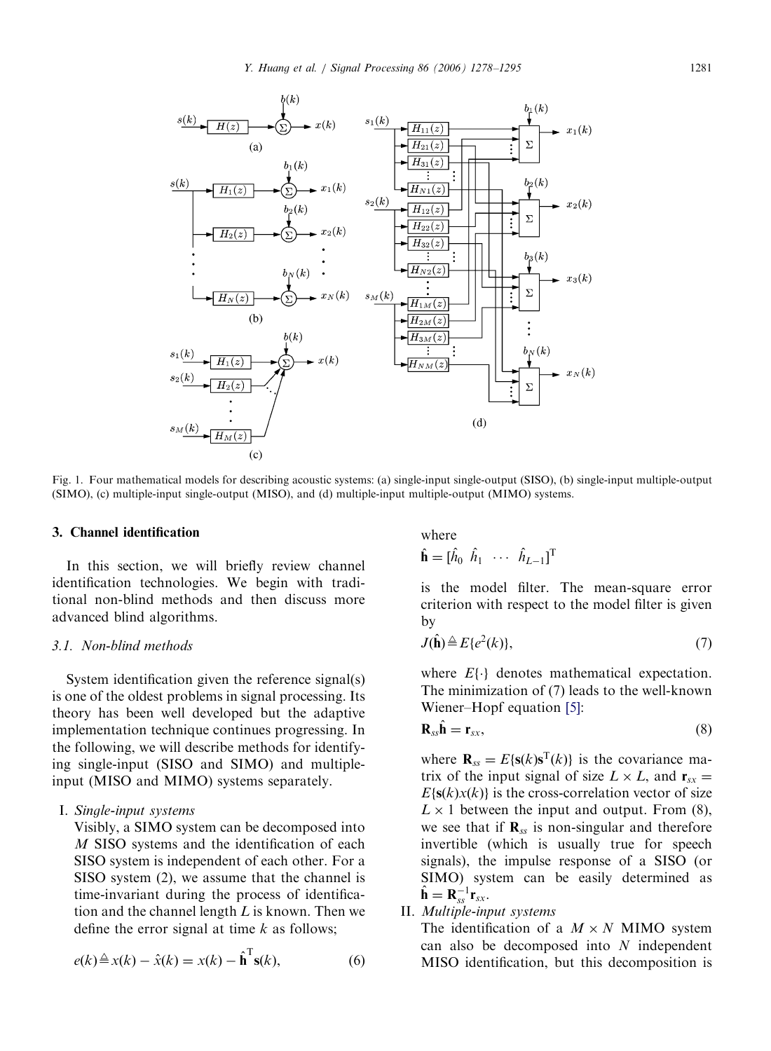Fig. 1. Four mathematical models for describing acoustic systems: (a) single-input single-output (SISO), (b) single-input multiple-output (SIMO), (c) multiple-input single-output (MISO), and (d) multiple-input multiple-output (MIMO) systems.

## 3. Channel identification

In this section, we will briefly review channel identification technologies. We begin with traditional non-blind methods and then discuss more advanced blind algorithms.

### 3.1. Non-blind methods

System identification given the reference signal(s) is one of the oldest problems in signal processing. Its theory has been well developed but the adaptive implementation technique continues progressing. In the following, we will describe methods for identifying single-input (SISO and SIMO) and multiple-input (MISO and MIMO) systems separately.

I. *Single-input systems*

Visibly, a SIMO system can be decomposed into $M$ SISO systems and the identification of each SISO system is independent of each other. For a SISO system (2), we assume that the channel is time-invariant during the process of identification and the channel length $L$ is known. Then we define the error signal at time $k$ as follows;

$$e(k) \triangleq x(k) - \hat{x}(k) = x(k) - \hat{\mathbf{h}}^{\mathrm{T}}\mathbf{s}(k), \tag{6}$$

where

$$\hat{\mathbf{h}} = [\hat{h}_0 \;\; \hat{h}_1 \;\; \cdots \;\; \hat{h}_{L-1}]^{\mathrm{T}}$$

is the model filter. The mean-square error criterion with respect to the model filter is given by

$$J(\hat{\mathbf{h}}) \triangleq E\{e^2(k)\}, \tag{7}$$

where $E\{\cdot\}$ denotes mathematical expectation. The minimization of (7) leads to the well-known Wiener–Hopf equation [5]:

$$\mathbf{R}_{ss}\hat{\mathbf{h}} = \mathbf{r}_{sx}, \tag{8}$$

where $\mathbf{R}_{ss} = E\{\mathbf{s}(k)\mathbf{s}^{\mathrm{T}}(k)\}$ is the covariance matrix of the input signal of size $L \times L$, and $\mathbf{r}_{sx} = E\{\mathbf{s}(k)x(k)\}$ is the cross-correlation vector of size $L \times 1$ between the input and output. From (8), we see that if $\mathbf{R}_{ss}$ is non-singular and therefore invertible (which is usually true for speech signals), the impulse response of a SISO (or SIMO) system can be easily determined as $\hat{\mathbf{h}} = \mathbf{R}_{ss}^{-1}\mathbf{r}_{sx}$.

II. *Multiple-input systems*

The identification of a $M \times N$ MIMO system can also be decomposed into $N$ independent MISO identification, but this decomposition is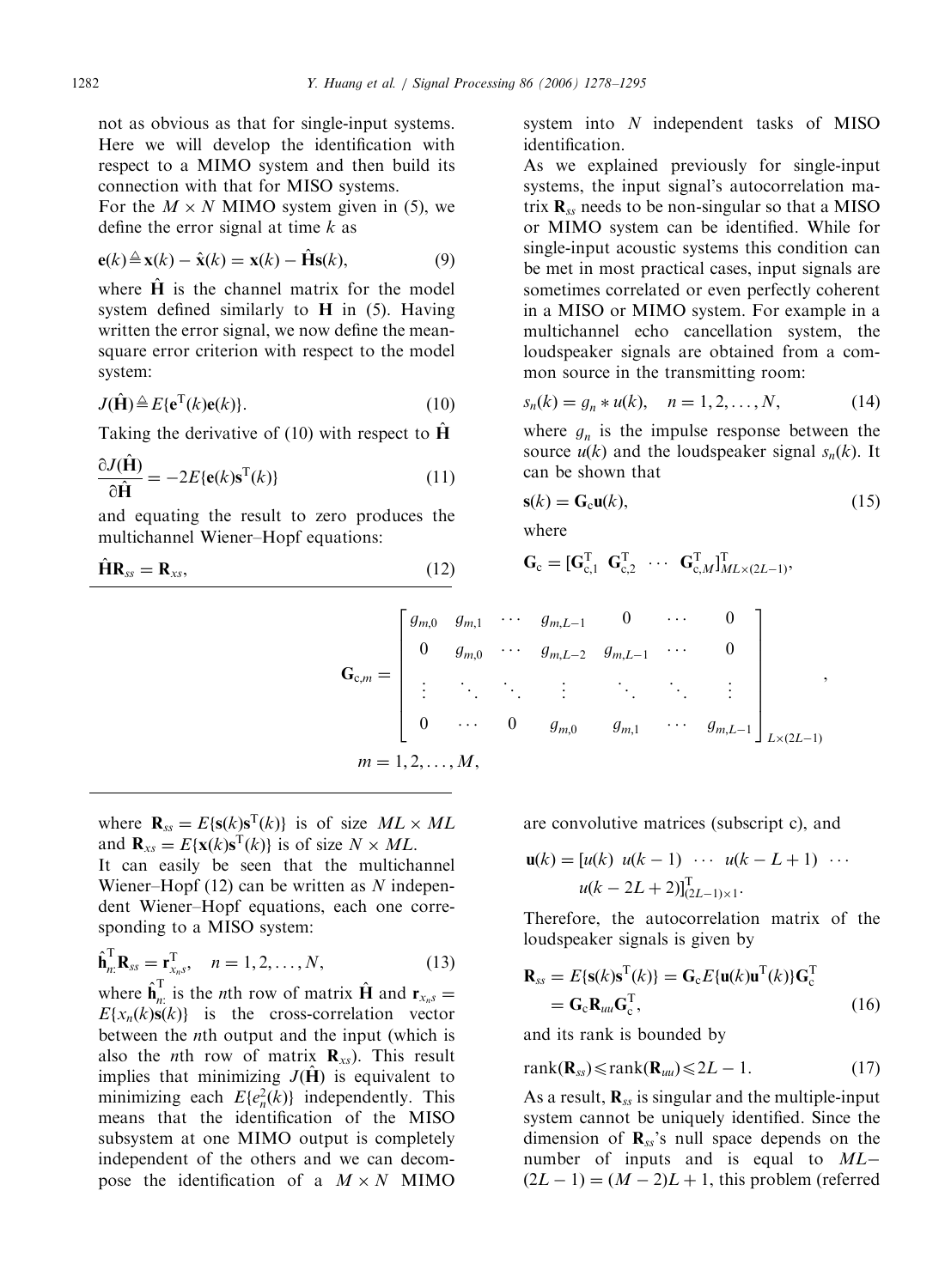not as obvious as that for single-input systems. Here we will develop the identification with respect to a MIMO system and then build its connection with that for MISO systems.

For the $M \times N$ MIMO system given in (5), we define the error signal at time $k$ as

$$\mathbf{e}(k) \triangleq \mathbf{x}(k) - \hat{\mathbf{x}}(k) = \mathbf{x}(k) - \hat{\mathbf{H}}\mathbf{s}(k), \tag{9}$$

where $\hat{\mathbf{H}}$ is the channel matrix for the model system defined similarly to $\mathbf{H}$ in (5). Having written the error signal, we now define the mean-square error criterion with respect to the model system:

$$J(\hat{\mathbf{H}}) \triangleq E\{\mathbf{e}^{\mathrm{T}}(k)\mathbf{e}(k)\}. \tag{10}$$

Taking the derivative of (10) with respect to $\hat{\mathbf{H}}$

$$\frac{\partial J(\hat{\mathbf{H}})}{\partial \hat{\mathbf{H}}} = -2E\{\mathbf{e}(k)\mathbf{s}^{\mathrm{T}}(k)\} \tag{11}$$

and equating the result to zero produces the multichannel Wiener–Hopf equations:

$$\hat{\mathbf{H}}\mathbf{R}_{ss} = \mathbf{R}_{xs}, \tag{12}$$

where $\mathbf{R}_{ss} = E\{\mathbf{s}(k)\mathbf{s}^{\mathrm{T}}(k)\}$ is of size $ML \times ML$ and $\mathbf{R}_{xs} = E\{\mathbf{x}(k)\mathbf{s}^{\mathrm{T}}(k)\}$ is of size $N \times ML$.

It can easily be seen that the multichannel Wiener–Hopf (12) can be written as $N$ independent Wiener–Hopf equations, each one corresponding to a MISO system:

$$\hat{\mathbf{h}}_{n:}^{\mathrm{T}}\mathbf{R}_{ss} = \mathbf{r}_{x_n s}^{\mathrm{T}}, \quad n = 1, 2, \ldots, N, \tag{13}$$

where $\hat{\mathbf{h}}_{n:}^{\mathrm{T}}$ is the $n$th row of matrix $\hat{\mathbf{H}}$ and $\mathbf{r}_{x_n s} = E\{x_n(k)\mathbf{s}(k)\}$ is the cross-correlation vector between the $n$th output and the input (which is also the $n$th row of matrix $\mathbf{R}_{xs}$). This result implies that minimizing $J(\hat{\mathbf{H}})$ is equivalent to minimizing each $E\{e_n^2(k)\}$ independently. This means that the identification of the MISO subsystem at one MIMO output is completely independent of the others and we can decompose the identification of a $M \times N$ MIMO system into $N$ independent tasks of MISO identification.

As we explained previously for single-input systems, the input signal's autocorrelation matrix $\mathbf{R}_{ss}$ needs to be non-singular so that a MISO or MIMO system can be identified. While for single-input acoustic systems this condition can be met in most practical cases, input signals are sometimes correlated or even perfectly coherent in a MISO or MIMO system. For example in a multichannel echo cancellation system, the loudspeaker signals are obtained from a common source in the transmitting room:

$$s_n(k) = g_n * u(k), \quad n = 1, 2, \ldots, N, \tag{14}$$

where $g_n$ is the impulse response between the source $u(k)$ and the loudspeaker signal $s_n(k)$. It can be shown that

$$\mathbf{s}(k) = \mathbf{G}_{\mathrm{c}}\mathbf{u}(k), \tag{15}$$

where

$$\mathbf{G}_{\mathrm{c}} = [\mathbf{G}_{\mathrm{c},1}^{\mathrm{T}} \ \ \mathbf{G}_{\mathrm{c},2}^{\mathrm{T}} \ \ \cdots \ \ \mathbf{G}_{\mathrm{c},M}^{\mathrm{T}}]_{ML \times (2L-1)}^{\mathrm{T}},$$

$$\mathbf{G}_{\mathrm{c},m} = \begin{bmatrix} g_{m,0} & g_{m,1} & \cdots & g_{m,L-1} & 0 & \cdots & 0 \\ 0 & g_{m,0} & \cdots & g_{m,L-2} & g_{m,L-1} & \cdots & 0 \\ \vdots & \ddots & \ddots & \vdots & \ddots & \ddots & \vdots \\ 0 & \cdots & 0 & g_{m,0} & g_{m,1} & \cdots & g_{m,L-1} \end{bmatrix}_{L \times (2L-1)},$$

$$m = 1, 2, \ldots, M,$$

are convolutive matrices (subscript c), and

$$\mathbf{u}(k) = [u(k) \ \ u(k-1) \ \ \cdots \ \ u(k-L+1) \ \ \cdots \ \ u(k-2L+2)]_{(2L-1)\times 1}^{\mathrm{T}}.$$

Therefore, the autocorrelation matrix of the loudspeaker signals is given by

$$\mathbf{R}_{ss} = E\{\mathbf{s}(k)\mathbf{s}^{\mathrm{T}}(k)\} = \mathbf{G}_{\mathrm{c}}E\{\mathbf{u}(k)\mathbf{u}^{\mathrm{T}}(k)\}\mathbf{G}_{\mathrm{c}}^{\mathrm{T}} = \mathbf{G}_{\mathrm{c}}\mathbf{R}_{uu}\mathbf{G}_{\mathrm{c}}^{\mathrm{T}}, \tag{16}$$

and its rank is bounded by

$$\mathrm{rank}(\mathbf{R}_{ss}) \leqslant \mathrm{rank}(\mathbf{R}_{uu}) \leqslant 2L - 1. \tag{17}$$

As a result, $\mathbf{R}_{ss}$ is singular and the multiple-input system cannot be uniquely identified. Since the dimension of $\mathbf{R}_{ss}$'s null space depends on the number of inputs and is equal to $ML-(2L-1) = (M-2)L + 1$, this problem (referred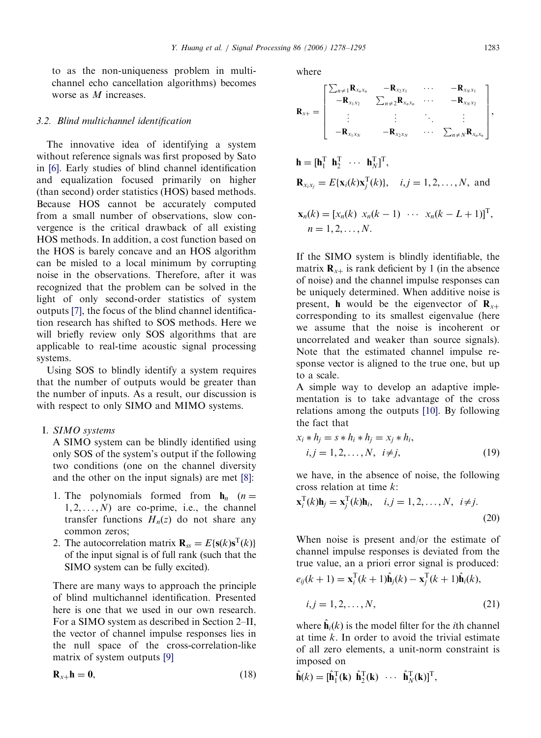to as the non-uniqueness problem in multichannel echo cancellation algorithms) becomes worse as $M$ increases.

### 3.2. Blind multichannel identification

The innovative idea of identifying a system without reference signals was first proposed by Sato in [6]. Early studies of blind channel identification and equalization focused primarily on higher (than second) order statistics (HOS) based methods. Because HOS cannot be accurately computed from a small number of observations, slow convergence is the critical drawback of all existing HOS methods. In addition, a cost function based on the HOS is barely concave and an HOS algorithm can be misled to a local minimum by corrupting noise in the observations. Therefore, after it was recognized that the problem can be solved in the light of only second-order statistics of system outputs [7], the focus of the blind channel identification research has shifted to SOS methods. Here we will briefly review only SOS algorithms that are applicable to real-time acoustic signal processing systems.

Using SOS to blindly identify a system requires that the number of outputs would be greater than the number of inputs. As a result, our discussion is with respect to only SIMO and MIMO systems.

I. *SIMO systems*

A SIMO system can be blindly identified using only SOS of the system's output if the following two conditions (one on the channel diversity and the other on the input signals) are met [8]:

1. The polynomials formed from $\mathbf{h}_n$ $(n = 1, 2, \ldots, N)$ are co-prime, i.e., the channel transfer functions $H_n(z)$ do not share any common zeros;
2. The autocorrelation matrix $\mathbf{R}_{ss} = E\{\mathbf{s}(k)\mathbf{s}^{\mathrm{T}}(k)\}$ of the input signal is of full rank (such that the SIMO system can be fully excited).

There are many ways to approach the principle of blind multichannel identification. Presented here is one that we used in our own research. For a SIMO system as described in Section 2–II, the vector of channel impulse responses lies in the null space of the cross-correlation-like matrix of system outputs [9]

$$\mathbf{R}_{x+}\mathbf{h} = \mathbf{0}, \tag{18}$$

where

$$\mathbf{R}_{x+} = \begin{bmatrix} \sum_{n \neq 1} \mathbf{R}_{x_n x_n} & -\mathbf{R}_{x_2 x_1} & \cdots & -\mathbf{R}_{x_N x_1} \\ -\mathbf{R}_{x_1 x_2} & \sum_{n \neq 2} \mathbf{R}_{x_n x_n} & \cdots & -\mathbf{R}_{x_N x_2} \\ \vdots & \vdots & \ddots & \vdots \\ -\mathbf{R}_{x_1 x_N} & -\mathbf{R}_{x_2 x_N} & \cdots & \sum_{n \neq N} \mathbf{R}_{x_n x_n} \end{bmatrix},$$

$$\mathbf{h} = [\mathbf{h}_1^{\mathrm{T}} \ \mathbf{h}_2^{\mathrm{T}} \ \cdots \ \mathbf{h}_N^{\mathrm{T}}]^{\mathrm{T}},$$

$$\mathbf{R}_{x_i x_j} = E\{\mathbf{x}_i(k)\mathbf{x}_j^{\mathrm{T}}(k)\}, \quad i, j = 1, 2, \ldots, N, \text{ and}$$

$$\mathbf{x}_n(k) = [x_n(k) \ x_n(k-1) \ \cdots \ x_n(k-L+1)]^{\mathrm{T}}, \quad n = 1, 2, \ldots, N.$$

If the SIMO system is blindly identifiable, the matrix $\mathbf{R}_{x+}$ is rank deficient by 1 (in the absence of noise) and the channel impulse responses can be uniquely determined. When additive noise is present, $\mathbf{h}$ would be the eigenvector of $\mathbf{R}_{x+}$ corresponding to its smallest eigenvalue (here we assume that the noise is incoherent or uncorrelated and weaker than source signals). Note that the estimated channel impulse response vector is aligned to the true one, but up to a scale.

A simple way to develop an adaptive implementation is to take advantage of the cross relations among the outputs [10]. By following the fact that

$$x_i * h_j = s * h_i * h_j = x_j * h_i, \quad i, j = 1, 2, \ldots, N, \ i \neq j, \tag{19}$$

we have, in the absence of noise, the following cross relation at time $k$:

$$\mathbf{x}_i^{\mathrm{T}}(k)\mathbf{h}_j = \mathbf{x}_j^{\mathrm{T}}(k)\mathbf{h}_i, \quad i, j = 1, 2, \ldots, N, \ i \neq j. \tag{20}$$

When noise is present and/or the estimate of channel impulse responses is deviated from the true value, an a priori error signal is produced:

$$e_{ij}(k+1) = \mathbf{x}_i^{\mathrm{T}}(k+1)\hat{\mathbf{h}}_j(k) - \mathbf{x}_j^{\mathrm{T}}(k+1)\hat{\mathbf{h}}_i(k), \quad i, j = 1, 2, \ldots, N, \tag{21}$$

where $\hat{\mathbf{h}}_i(k)$ is the model filter for the $i$th channel at time $k$. In order to avoid the trivial estimate of all zero elements, a unit-norm constraint is imposed on

$$\hat{\mathbf{h}}(k) = [\hat{\mathbf{h}}_1^{\mathrm{T}}(\mathbf{k}) \ \hat{\mathbf{h}}_2^{\mathrm{T}}(\mathbf{k}) \ \cdots \ \hat{\mathbf{h}}_N^{\mathrm{T}}(\mathbf{k})]^{\mathrm{T}},$$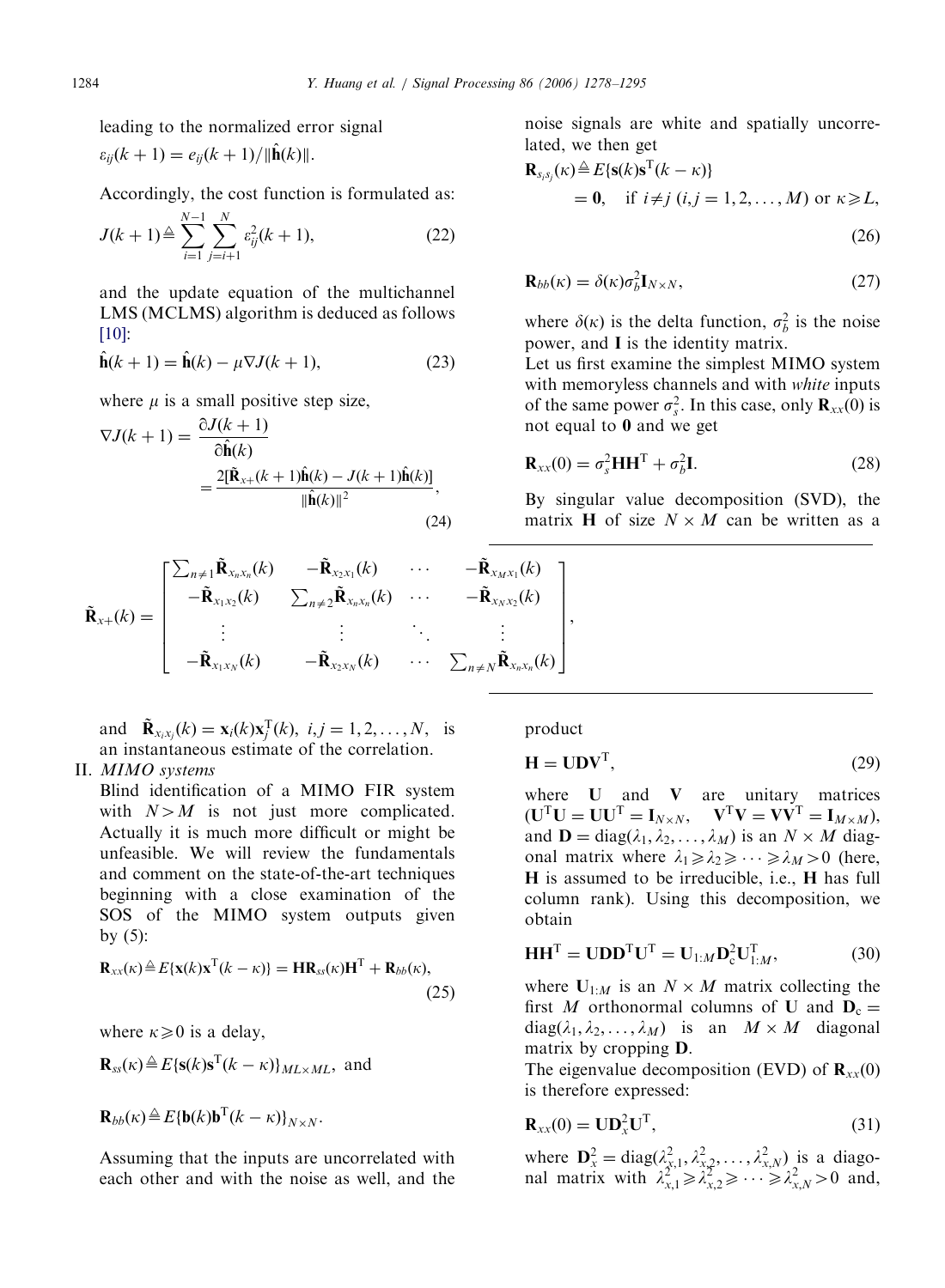leading to the normalized error signal

$\varepsilon_{ij}(k+1) = e_{ij}(k+1)/\|\hat{\mathbf{h}}(k)\|$.

Accordingly, the cost function is formulated as:

$$J(k+1) \triangleq \sum_{i=1}^{N-1} \sum_{j=i+1}^{N} \varepsilon_{ij}^2(k+1), \tag{22}$$

and the update equation of the multichannel LMS (MCLMS) algorithm is deduced as follows [10]:

$$\hat{\mathbf{h}}(k+1) = \hat{\mathbf{h}}(k) - \mu \nabla J(k+1), \tag{23}$$

where $\mu$ is a small positive step size,

$$\nabla J(k+1) = \frac{\partial J(k+1)}{\partial \hat{\mathbf{h}}(k)} = \frac{2[\tilde{\mathbf{R}}_{x+}(k+1)\hat{\mathbf{h}}(k) - J(k+1)\hat{\mathbf{h}}(k)]}{\|\hat{\mathbf{h}}(k)\|^2}, \tag{24}$$

$$\tilde{\mathbf{R}}_{x+}(k) = \begin{bmatrix} \sum_{n \neq 1} \tilde{\mathbf{R}}_{x_n x_n}(k) & -\tilde{\mathbf{R}}_{x_2 x_1}(k) & \cdots & -\tilde{\mathbf{R}}_{x_M x_1}(k) \\ -\tilde{\mathbf{R}}_{x_1 x_2}(k) & \sum_{n \neq 2} \tilde{\mathbf{R}}_{x_n x_n}(k) & \cdots & -\tilde{\mathbf{R}}_{x_N x_2}(k) \\ \vdots & \vdots & \ddots & \vdots \\ -\tilde{\mathbf{R}}_{x_1 x_N}(k) & -\tilde{\mathbf{R}}_{x_2 x_N}(k) & \cdots & \sum_{n \neq N} \tilde{\mathbf{R}}_{x_n x_n}(k) \end{bmatrix},$$

and $\tilde{\mathbf{R}}_{x_i x_j}(k) = \mathbf{x}_i(k)\mathbf{x}_j^{\mathrm{T}}(k),\ i,j = 1,2,\ldots,N,$ is an instantaneous estimate of the correlation.

II. *MIMO systems*

Blind identification of a MIMO FIR system with $N > M$ is not just more complicated. Actually it is much more difficult or might be unfeasible. We will review the fundamentals and comment on the state-of-the-art techniques beginning with a close examination of the SOS of the MIMO system outputs given by (5):

$$\mathbf{R}_{xx}(\kappa) \triangleq E\{\mathbf{x}(k)\mathbf{x}^{\mathrm{T}}(k-\kappa)\} = \mathbf{H}\mathbf{R}_{ss}(\kappa)\mathbf{H}^{\mathrm{T}} + \mathbf{R}_{bb}(\kappa), \tag{25}$$

where $\kappa \geqslant 0$ is a delay,

$\mathbf{R}_{ss}(\kappa) \triangleq E\{\mathbf{s}(k)\mathbf{s}^{\mathrm{T}}(k-\kappa)\}_{ML \times ML}$, and

$\mathbf{R}_{bb}(\kappa) \triangleq E\{\mathbf{b}(k)\mathbf{b}^{\mathrm{T}}(k-\kappa)\}_{N \times N}$.

Assuming that the inputs are uncorrelated with each other and with the noise as well, and the noise signals are white and spatially uncorrelated, we then get

$$\mathbf{R}_{s_i s_j}(\kappa) \triangleq E\{\mathbf{s}(k)\mathbf{s}^{\mathrm{T}}(k-\kappa)\} = \mathbf{0}, \quad \text{if } i \neq j\ (i,j = 1,2,\ldots,M) \text{ or } \kappa \geqslant L, \tag{26}$$

$$\mathbf{R}_{bb}(\kappa) = \delta(\kappa)\sigma_b^2 \mathbf{I}_{N \times N}, \tag{27}$$

where $\delta(\kappa)$ is the delta function, $\sigma_b^2$ is the noise power, and $\mathbf{I}$ is the identity matrix.

Let us first examine the simplest MIMO system with memoryless channels and with *white* inputs of the same power $\sigma_s^2$. In this case, only $\mathbf{R}_{xx}(0)$ is not equal to $\mathbf{0}$ and we get

$$\mathbf{R}_{xx}(0) = \sigma_s^2 \mathbf{H}\mathbf{H}^{\mathrm{T}} + \sigma_b^2 \mathbf{I}. \tag{28}$$

By singular value decomposition (SVD), the matrix $\mathbf{H}$ of size $N \times M$ can be written as a product

$$\mathbf{H} = \mathbf{U}\mathbf{D}\mathbf{V}^{\mathrm{T}}, \tag{29}$$

where $\mathbf{U}$ and $\mathbf{V}$ are unitary matrices ($\mathbf{U}^{\mathrm{T}}\mathbf{U} = \mathbf{U}\mathbf{U}^{\mathrm{T}} = \mathbf{I}_{N \times N}$, $\mathbf{V}^{\mathrm{T}}\mathbf{V} = \mathbf{V}\mathbf{V}^{\mathrm{T}} = \mathbf{I}_{M \times M}$), and $\mathbf{D} = \mathrm{diag}(\lambda_1, \lambda_2, \ldots, \lambda_M)$ is an $N \times M$ diagonal matrix where $\lambda_1 \geqslant \lambda_2 \geqslant \cdots \geqslant \lambda_M > 0$ (here, $\mathbf{H}$ is assumed to be irreducible, i.e., $\mathbf{H}$ has full column rank). Using this decomposition, we obtain

$$\mathbf{H}\mathbf{H}^{\mathrm{T}} = \mathbf{U}\mathbf{D}\mathbf{D}^{\mathrm{T}}\mathbf{U}^{\mathrm{T}} = \mathbf{U}_{1:M}\mathbf{D}_c^2\mathbf{U}_{1:M}^{\mathrm{T}}, \tag{30}$$

where $\mathbf{U}_{1:M}$ is an $N \times M$ matrix collecting the first $M$ orthonormal columns of $\mathbf{U}$ and $\mathbf{D}_c = \mathrm{diag}(\lambda_1, \lambda_2, \ldots, \lambda_M)$ is an $M \times M$ diagonal matrix by cropping $\mathbf{D}$.

The eigenvalue decomposition (EVD) of $\mathbf{R}_{xx}(0)$ is therefore expressed:

$$\mathbf{R}_{xx}(0) = \mathbf{U}\mathbf{D}_x^2\mathbf{U}^{\mathrm{T}}, \tag{31}$$

where $\mathbf{D}_x^2 = \mathrm{diag}(\lambda_{x,1}^2, \lambda_{x,2}^2, \ldots, \lambda_{x,N}^2)$ is a diagonal matrix with $\lambda_{x,1}^2 \geqslant \lambda_{x,2}^2 \geqslant \cdots \geqslant \lambda_{x,N}^2 > 0$ and,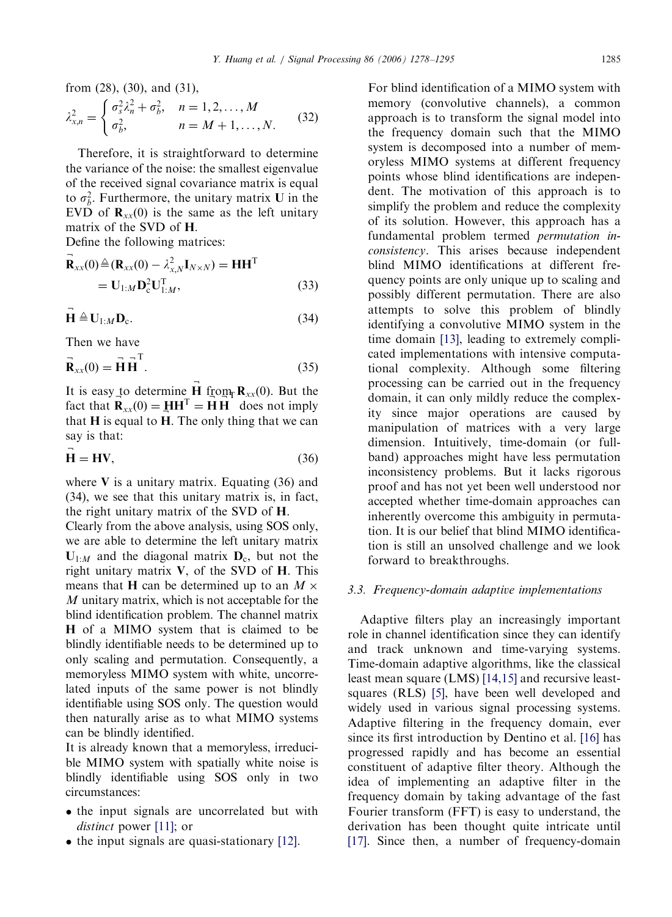from (28), (30), and (31),

$$\lambda_{x,n}^2 = \begin{cases} \sigma_s^2 \lambda_n^2 + \sigma_b^2, & n = 1, 2, \ldots, M \\ \sigma_b^2, & n = M+1, \ldots, N. \end{cases} \tag{32}$$

Therefore, it is straightforward to determine the variance of the noise: the smallest eigenvalue of the received signal covariance matrix is equal to $\sigma_b^2$. Furthermore, the unitary matrix $\mathbf{U}$ in the EVD of $\mathbf{R}_{xx}(0)$ is the same as the left unitary matrix of the SVD of $\mathbf{H}$.

Define the following matrices:

$$\bar{\mathbf{R}}_{xx}(0) \triangleq (\mathbf{R}_{xx}(0) - \lambda_{x,N}^2 \mathbf{I}_{N \times N}) = \mathbf{H}\mathbf{H}^{\mathrm{T}} = \mathbf{U}_{1:M}\mathbf{D}_{\mathrm{c}}^2\mathbf{U}_{1:M}^{\mathrm{T}}, \tag{33}$$

$$\bar{\mathbf{H}} \triangleq \mathbf{U}_{1:M}\mathbf{D}_{\mathrm{c}}. \tag{34}$$

Then we have

$$\bar{\mathbf{R}}_{xx}(0) = \bar{\mathbf{H}}\bar{\mathbf{H}}^{\mathrm{T}}. \tag{35}$$

It is easy to determine $\bar{\mathbf{H}}$ from $\bar{\mathbf{R}}_{xx}(0)$. But the fact that $\bar{\mathbf{R}}_{xx}(0) = \mathbf{H}\mathbf{H}^{\mathrm{T}} = \bar{\mathbf{H}}\bar{\mathbf{H}}^{\mathrm{T}}$ does not imply that $\mathbf{H}$ is equal to $\bar{\mathbf{H}}$. The only thing that we can say is that:

$$\bar{\mathbf{H}} = \mathbf{H}\mathbf{V}, \tag{36}$$

where $\mathbf{V}$ is a unitary matrix. Equating (36) and (34), we see that this unitary matrix is, in fact, the right unitary matrix of the SVD of $\mathbf{H}$.

Clearly from the above analysis, using SOS only, we are able to determine the left unitary matrix $\mathbf{U}_{1:M}$ and the diagonal matrix $\mathbf{D}_{\mathrm{c}}$, but not the right unitary matrix $\mathbf{V}$, of the SVD of $\mathbf{H}$. This means that $\mathbf{H}$ can be determined up to an $M \times M$ unitary matrix, which is not acceptable for the blind identification problem. The channel matrix $\mathbf{H}$ of a MIMO system that is claimed to be blindly identifiable needs to be determined up to only scaling and permutation. Consequently, a memoryless MIMO system with white, uncorrelated inputs of the same power is not blindly identifiable using SOS only. The question would then naturally arise as to what MIMO systems can be blindly identified.

It is already known that a memoryless, irreducible MIMO system with spatially white noise is blindly identifiable using SOS only in two circumstances:

- the input signals are uncorrelated but with *distinct* power [11]; or
- the input signals are quasi-stationary [12].

For blind identification of a MIMO system with memory (convolutive channels), a common approach is to transform the signal model into the frequency domain such that the MIMO system is decomposed into a number of memoryless MIMO systems at different frequency points whose blind identifications are independent. The motivation of this approach is to simplify the problem and reduce the complexity of its solution. However, this approach has a fundamental problem termed *permutation inconsistency*. This arises because independent blind MIMO identifications at different frequency points are only unique up to scaling and possibly different permutation. There are also attempts to solve this problem of blindly identifying a convolutive MIMO system in the time domain [13], leading to extremely complicated implementations with intensive computational complexity. Although some filtering processing can be carried out in the frequency domain, it can only mildly reduce the complexity since major operations are caused by manipulation of matrices with a very large dimension. Intuitively, time-domain (or full-band) approaches might have less permutation inconsistency problems. But it lacks rigorous proof and has not yet been well understood nor accepted whether time-domain approaches can inherently overcome this ambiguity in permutation. It is our belief that blind MIMO identification is still an unsolved challenge and we look forward to breakthroughs.

### 3.3. Frequency-domain adaptive implementations

Adaptive filters play an increasingly important role in channel identification since they can identify and track unknown and time-varying systems. Time-domain adaptive algorithms, like the classical least mean square (LMS) [14,15] and recursive least-squares (RLS) [5], have been well developed and widely used in various signal processing systems. Adaptive filtering in the frequency domain, ever since its first introduction by Dentino et al. [16] has progressed rapidly and has become an essential constituent of adaptive filter theory. Although the idea of implementing an adaptive filter in the frequency domain by taking advantage of the fast Fourier transform (FFT) is easy to understand, the derivation has been thought quite intricate until [17]. Since then, a number of frequency-domain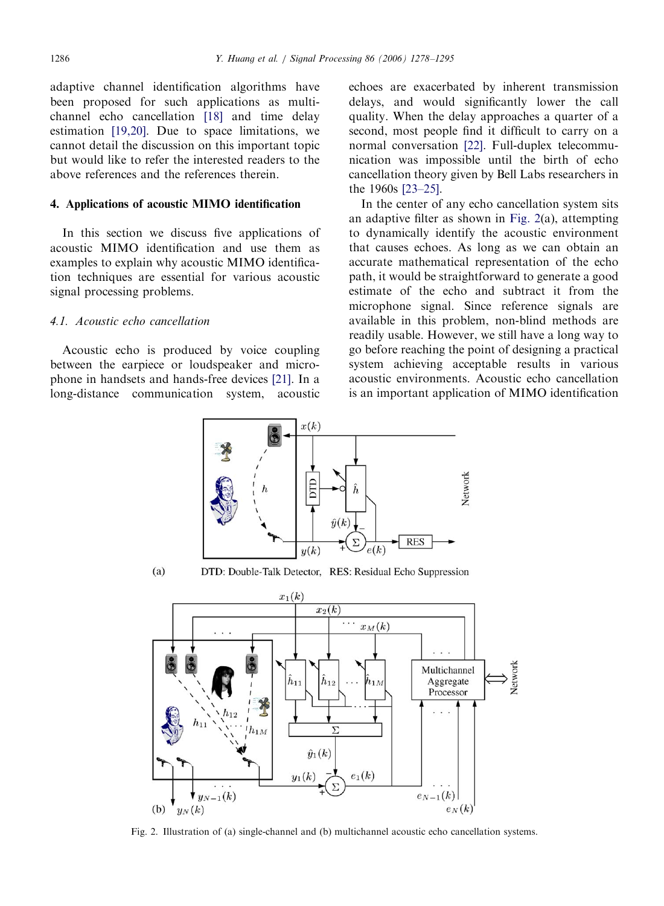adaptive channel identification algorithms have been proposed for such applications as multichannel echo cancellation [18] and time delay estimation [19,20]. Due to space limitations, we cannot detail the discussion on this important topic but would like to refer the interested readers to the above references and the references therein.

## 4. Applications of acoustic MIMO identification

In this section we discuss five applications of acoustic MIMO identification and use them as examples to explain why acoustic MIMO identification techniques are essential for various acoustic signal processing problems.

### 4.1. Acoustic echo cancellation

Acoustic echo is produced by voice coupling between the earpiece or loudspeaker and microphone in handsets and hands-free devices [21]. In a long-distance communication system, acoustic echoes are exacerbated by inherent transmission delays, and would significantly lower the call quality. When the delay approaches a quarter of a second, most people find it difficult to carry on a normal conversation [22]. Full-duplex telecommunication was impossible until the birth of echo cancellation theory given by Bell Labs researchers in the 1960s [23–25].

In the center of any echo cancellation system sits an adaptive filter as shown in Fig. 2(a), attempting to dynamically identify the acoustic environment that causes echoes. As long as we can obtain an accurate mathematical representation of the echo path, it would be straightforward to generate a good estimate of the echo and subtract it from the microphone signal. Since reference signals are available in this problem, non-blind methods are readily usable. However, we still have a long way to go before reaching the point of designing a practical system achieving acceptable results in various acoustic environments. Acoustic echo cancellation is an important application of MIMO identification

Fig. 2. Illustration of (a) single-channel and (b) multichannel acoustic echo cancellation systems.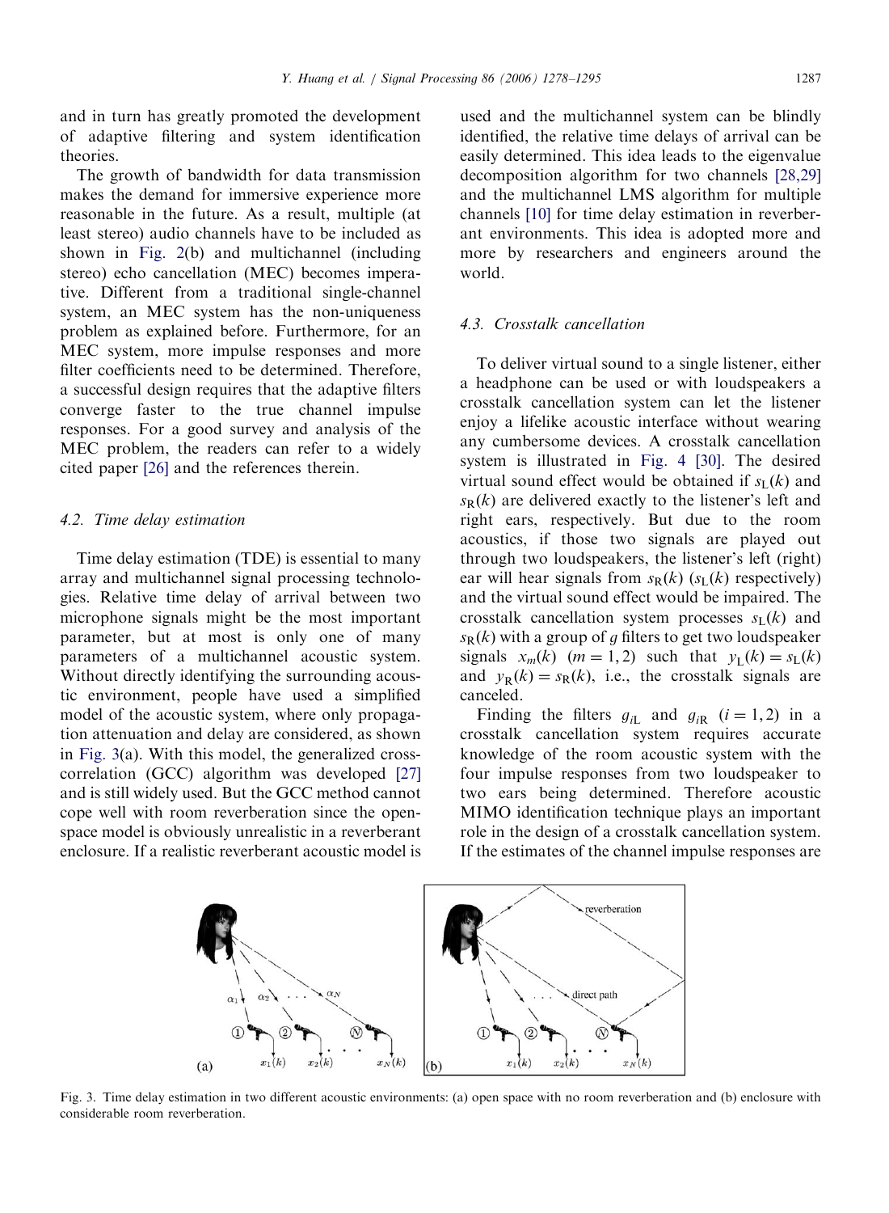and in turn has greatly promoted the development of adaptive filtering and system identification theories.

The growth of bandwidth for data transmission makes the demand for immersive experience more reasonable in the future. As a result, multiple (at least stereo) audio channels have to be included as shown in Fig. 2(b) and multichannel (including stereo) echo cancellation (MEC) becomes imperative. Different from a traditional single-channel system, an MEC system has the non-uniqueness problem as explained before. Furthermore, for an MEC system, more impulse responses and more filter coefficients need to be determined. Therefore, a successful design requires that the adaptive filters converge faster to the true channel impulse responses. For a good survey and analysis of the MEC problem, the readers can refer to a widely cited paper [26] and the references therein.

### 4.2. Time delay estimation

Time delay estimation (TDE) is essential to many array and multichannel signal processing technologies. Relative time delay of arrival between two microphone signals might be the most important parameter, but at most is only one of many parameters of a multichannel acoustic system. Without directly identifying the surrounding acoustic environment, people have used a simplified model of the acoustic system, where only propagation attenuation and delay are considered, as shown in Fig. 3(a). With this model, the generalized cross-correlation (GCC) algorithm was developed [27] and is still widely used. But the GCC method cannot cope well with room reverberation since the open-space model is obviously unrealistic in a reverberant enclosure. If a realistic reverberant acoustic model is used and the multichannel system can be blindly identified, the relative time delays of arrival can be easily determined. This idea leads to the eigenvalue decomposition algorithm for two channels [28,29] and the multichannel LMS algorithm for multiple channels [10] for time delay estimation in reverberant environments. This idea is adopted more and more by researchers and engineers around the world.

### 4.3. Crosstalk cancellation

To deliver virtual sound to a single listener, either a headphone can be used or with loudspeakers a crosstalk cancellation system can let the listener enjoy a lifelike acoustic interface without wearing any cumbersome devices. A crosstalk cancellation system is illustrated in Fig. 4 [30]. The desired virtual sound effect would be obtained if $s_L(k)$ and $s_R(k)$ are delivered exactly to the listener's left and right ears, respectively. But due to the room acoustics, if those two signals are played out through two loudspeakers, the listener's left (right) ear will hear signals from $s_R(k)$ ($s_L(k)$ respectively) and the virtual sound effect would be impaired. The crosstalk cancellation system processes $s_L(k)$ and $s_R(k)$ with a group of $g$ filters to get two loudspeaker signals $x_m(k)$ $(m = 1, 2)$ such that $y_L(k) = s_L(k)$ and $y_R(k) = s_R(k)$, i.e., the crosstalk signals are canceled.

Finding the filters $g_{iL}$ and $g_{iR}$ $(i = 1, 2)$ in a crosstalk cancellation system requires accurate knowledge of the room acoustic system with the four impulse responses from two loudspeaker to two ears being determined. Therefore acoustic MIMO identification technique plays an important role in the design of a crosstalk cancellation system. If the estimates of the channel impulse responses are

Fig. 3. Time delay estimation in two different acoustic environments: (a) open space with no room reverberation and (b) enclosure with considerable room reverberation.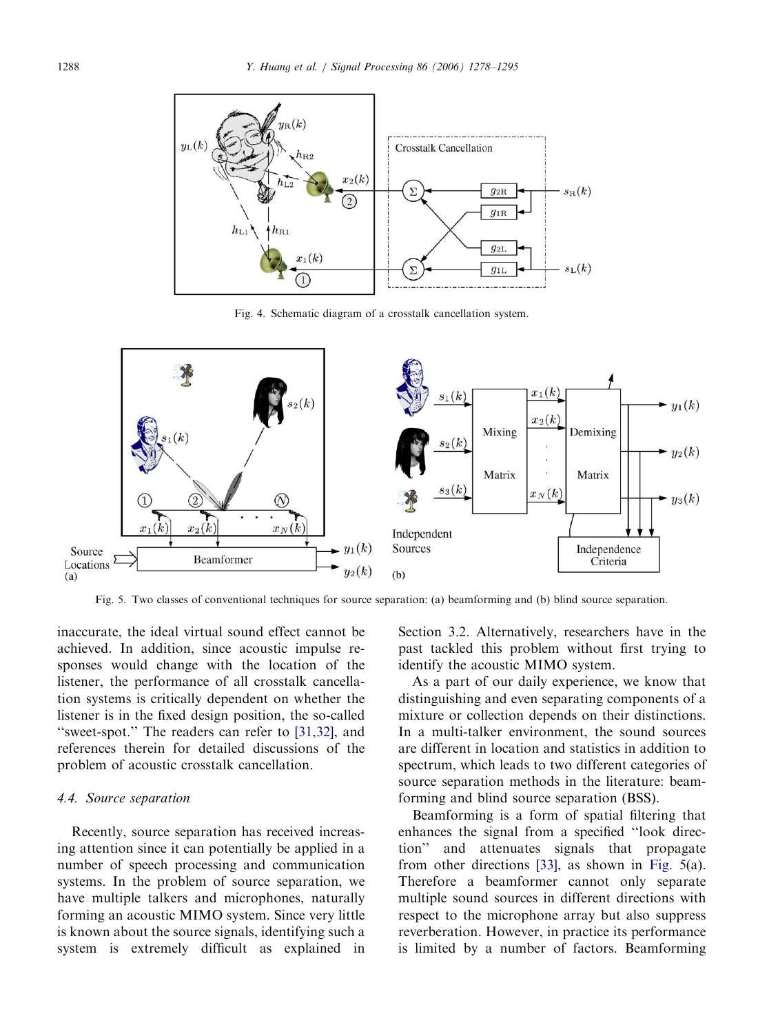Fig. 4. Schematic diagram of a crosstalk cancellation system.

Fig. 5. Two classes of conventional techniques for source separation: (a) beamforming and (b) blind source separation.

inaccurate, the ideal virtual sound effect cannot be achieved. In addition, since acoustic impulse responses would change with the location of the listener, the performance of all crosstalk cancellation systems is critically dependent on whether the listener is in the fixed design position, the so-called "sweet-spot." The readers can refer to [31,32], and references therein for detailed discussions of the problem of acoustic crosstalk cancellation.

### 4.4. Source separation

Recently, source separation has received increasing attention since it can potentially be applied in a number of speech processing and communication systems. In the problem of source separation, we have multiple talkers and microphones, naturally forming an acoustic MIMO system. Since very little is known about the source signals, identifying such a system is extremely difficult as explained in Section 3.2. Alternatively, researchers have in the past tackled this problem without first trying to identify the acoustic MIMO system.

As a part of our daily experience, we know that distinguishing and even separating components of a mixture or collection depends on their distinctions. In a multi-talker environment, the sound sources are different in location and statistics in addition to spectrum, which leads to two different categories of source separation methods in the literature: beamforming and blind source separation (BSS).

Beamforming is a form of spatial filtering that enhances the signal from a specified "look direction" and attenuates signals that propagate from other directions [33], as shown in Fig. 5(a). Therefore a beamformer cannot only separate multiple sound sources in different directions with respect to the microphone array but also suppress reverberation. However, in practice its performance is limited by a number of factors. Beamforming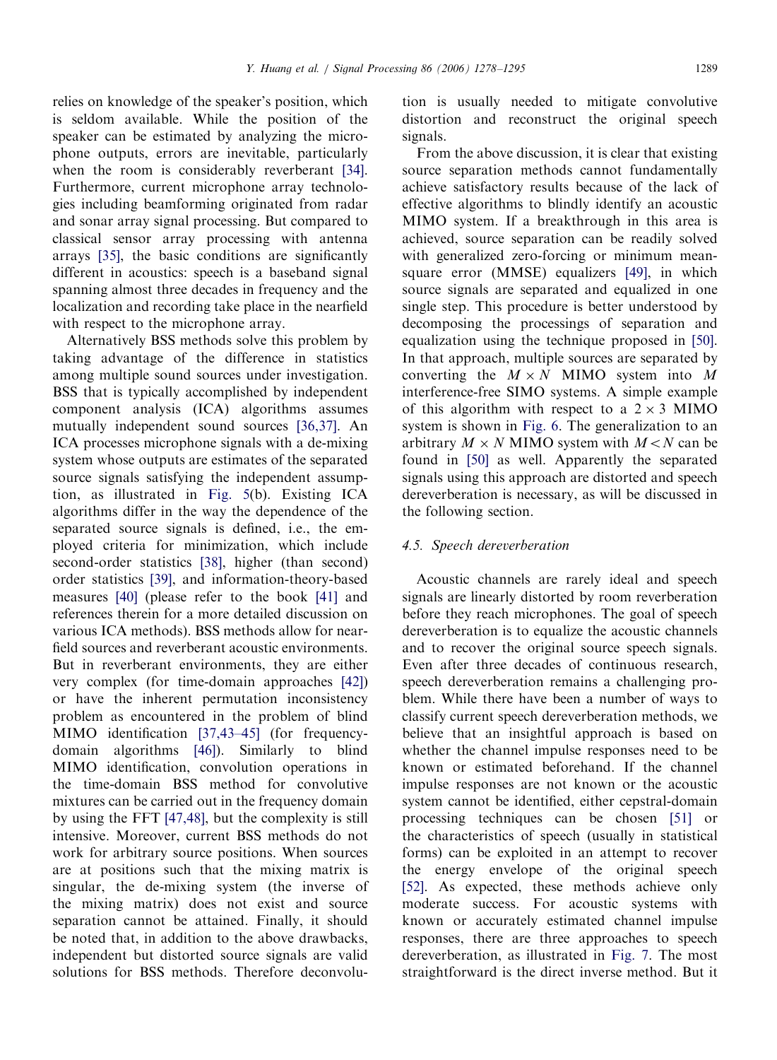relies on knowledge of the speaker's position, which is seldom available. While the position of the speaker can be estimated by analyzing the microphone outputs, errors are inevitable, particularly when the room is considerably reverberant [34]. Furthermore, current microphone array technologies including beamforming originated from radar and sonar array signal processing. But compared to classical sensor array processing with antenna arrays [35], the basic conditions are significantly different in acoustics: speech is a baseband signal spanning almost three decades in frequency and the localization and recording take place in the nearfield with respect to the microphone array.

Alternatively BSS methods solve this problem by taking advantage of the difference in statistics among multiple sound sources under investigation. BSS that is typically accomplished by independent component analysis (ICA) algorithms assumes mutually independent sound sources [36,37]. An ICA processes microphone signals with a de-mixing system whose outputs are estimates of the separated source signals satisfying the independent assumption, as illustrated in Fig. 5(b). Existing ICA algorithms differ in the way the dependence of the separated source signals is defined, i.e., the employed criteria for minimization, which include second-order statistics [38], higher (than second) order statistics [39], and information-theory-based measures [40] (please refer to the book [41] and references therein for a more detailed discussion on various ICA methods). BSS methods allow for near-field sources and reverberant acoustic environments. But in reverberant environments, they are either very complex (for time-domain approaches [42]) or have the inherent permutation inconsistency problem as encountered in the problem of blind MIMO identification [37,43–45] (for frequency-domain algorithms [46]). Similarly to blind MIMO identification, convolution operations in the time-domain BSS method for convolutive mixtures can be carried out in the frequency domain by using the FFT [47,48], but the complexity is still intensive. Moreover, current BSS methods do not work for arbitrary source positions. When sources are at positions such that the mixing matrix is singular, the de-mixing system (the inverse of the mixing matrix) does not exist and source separation cannot be attained. Finally, it should be noted that, in addition to the above drawbacks, independent but distorted source signals are valid solutions for BSS methods. Therefore deconvolution is usually needed to mitigate convolutive distortion and reconstruct the original speech signals.

From the above discussion, it is clear that existing source separation methods cannot fundamentally achieve satisfactory results because of the lack of effective algorithms to blindly identify an acoustic MIMO system. If a breakthrough in this area is achieved, source separation can be readily solved with generalized zero-forcing or minimum mean-square error (MMSE) equalizers [49], in which source signals are separated and equalized in one single step. This procedure is better understood by decomposing the processings of separation and equalization using the technique proposed in [50]. In that approach, multiple sources are separated by converting the $M \times N$ MIMO system into $M$ interference-free SIMO systems. A simple example of this algorithm with respect to a $2 \times 3$ MIMO system is shown in Fig. 6. The generalization to an arbitrary $M \times N$ MIMO system with $M < N$ can be found in [50] as well. Apparently the separated signals using this approach are distorted and speech dereverberation is necessary, as will be discussed in the following section.

### 4.5. Speech dereverberation

Acoustic channels are rarely ideal and speech signals are linearly distorted by room reverberation before they reach microphones. The goal of speech dereverberation is to equalize the acoustic channels and to recover the original source speech signals. Even after three decades of continuous research, speech dereverberation remains a challenging problem. While there have been a number of ways to classify current speech dereverberation methods, we believe that an insightful approach is based on whether the channel impulse responses need to be known or estimated beforehand. If the channel impulse responses are not known or the acoustic system cannot be identified, either cepstral-domain processing techniques can be chosen [51] or the characteristics of speech (usually in statistical forms) can be exploited in an attempt to recover the energy envelope of the original speech [52]. As expected, these methods achieve only moderate success. For acoustic systems with known or accurately estimated channel impulse responses, there are three approaches to speech dereverberation, as illustrated in Fig. 7. The most straightforward is the direct inverse method. But it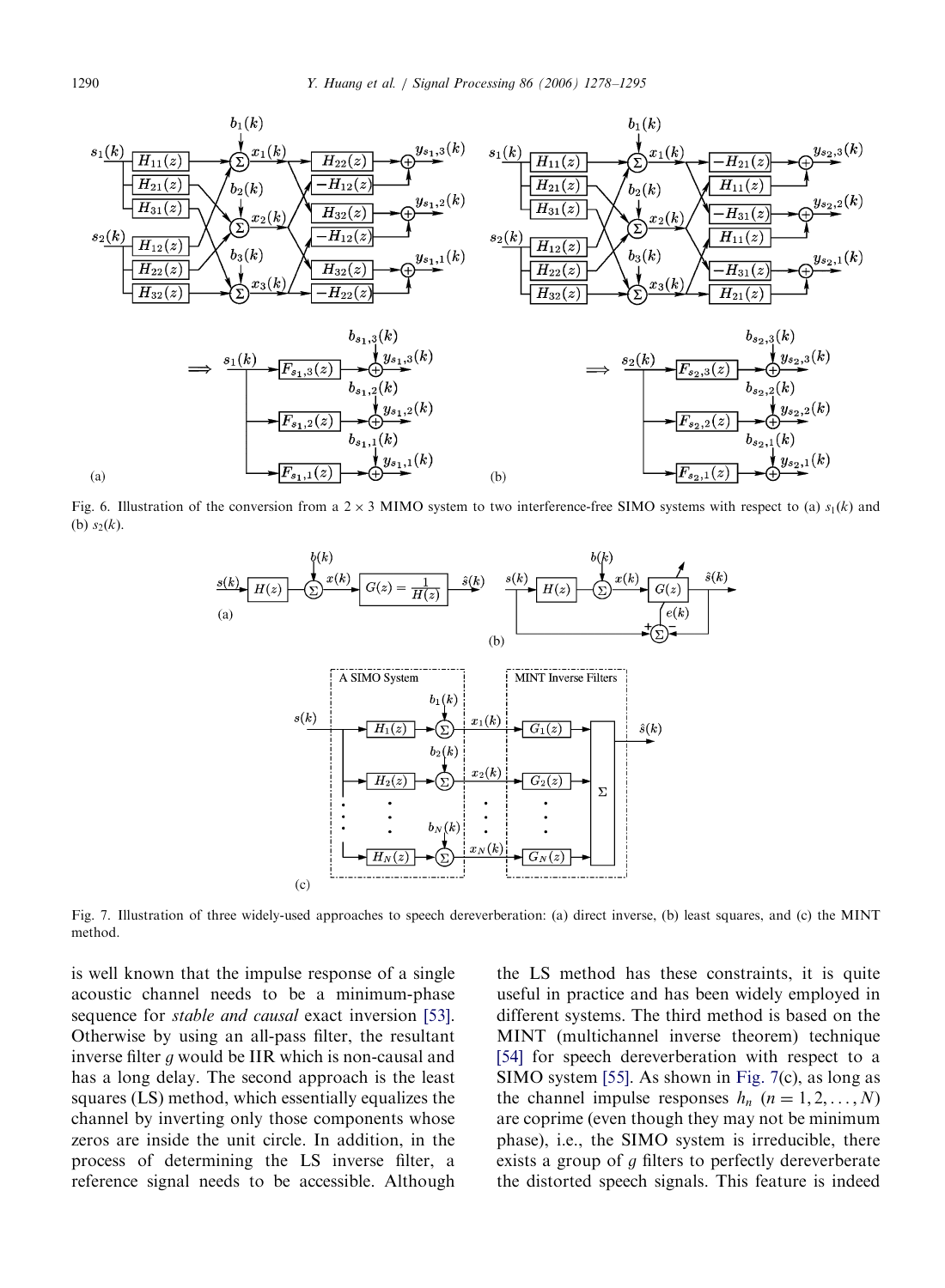Fig. 6. Illustration of the conversion from a 2 × 3 MIMO system to two interference-free SIMO systems with respect to (a) $s_1(k)$ and (b) $s_2(k)$.

Fig. 7. Illustration of three widely-used approaches to speech dereverberation: (a) direct inverse, (b) least squares, and (c) the MINT method.

is well known that the impulse response of a single acoustic channel needs to be a minimum-phase sequence for *stable and causal* exact inversion [53]. Otherwise by using an all-pass filter, the resultant inverse filter $g$ would be IIR which is non-causal and has a long delay. The second approach is the least squares (LS) method, which essentially equalizes the channel by inverting only those components whose zeros are inside the unit circle. In addition, in the process of determining the LS inverse filter, a reference signal needs to be accessible. Although the LS method has these constraints, it is quite useful in practice and has been widely employed in different systems. The third method is based on the MINT (multichannel inverse theorem) technique [54] for speech dereverberation with respect to a SIMO system [55]. As shown in Fig. 7(c), as long as the channel impulse responses $h_n$ $(n = 1, 2, \ldots, N)$ are coprime (even though they may not be minimum phase), i.e., the SIMO system is irreducible, there exists a group of $g$ filters to perfectly dereverberate the distorted speech signals. This feature is indeed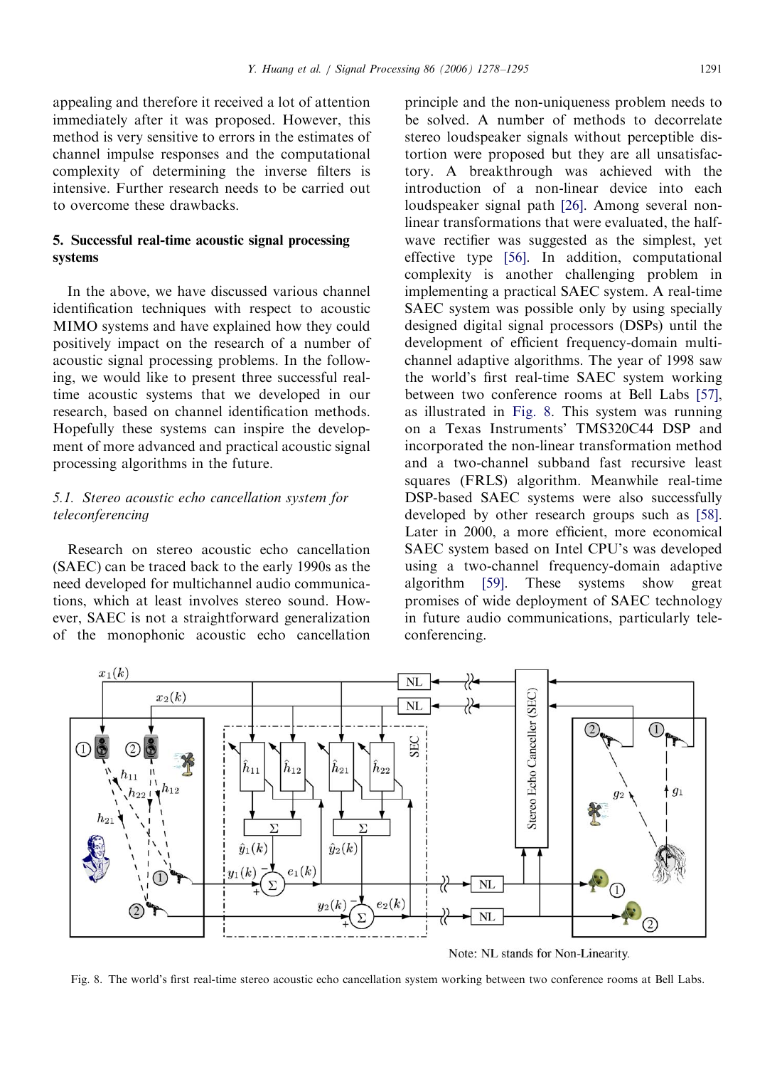appealing and therefore it received a lot of attention immediately after it was proposed. However, this method is very sensitive to errors in the estimates of channel impulse responses and the computational complexity of determining the inverse filters is intensive. Further research needs to be carried out to overcome these drawbacks.

## 5. Successful real-time acoustic signal processing systems

In the above, we have discussed various channel identification techniques with respect to acoustic MIMO systems and have explained how they could positively impact on the research of a number of acoustic signal processing problems. In the following, we would like to present three successful real-time acoustic systems that we developed in our research, based on channel identification methods. Hopefully these systems can inspire the development of more advanced and practical acoustic signal processing algorithms in the future.

### *5.1. Stereo acoustic echo cancellation system for teleconferencing*

Research on stereo acoustic echo cancellation (SAEC) can be traced back to the early 1990s as the need developed for multichannel audio communications, which at least involves stereo sound. However, SAEC is not a straightforward generalization of the monophonic acoustic echo cancellation principle and the non-uniqueness problem needs to be solved. A number of methods to decorrelate stereo loudspeaker signals without perceptible distortion were proposed but they are all unsatisfactory. A breakthrough was achieved with the introduction of a non-linear device into each loudspeaker signal path [26]. Among several non-linear transformations that were evaluated, the half-wave rectifier was suggested as the simplest, yet effective type [56]. In addition, computational complexity is another challenging problem in implementing a practical SAEC system. A real-time SAEC system was possible only by using specially designed digital signal processors (DSPs) until the development of efficient frequency-domain multichannel adaptive algorithms. The year of 1998 saw the world's first real-time SAEC system working between two conference rooms at Bell Labs [57], as illustrated in Fig. 8. This system was running on a Texas Instruments' TMS320C44 DSP and incorporated the non-linear transformation method and a two-channel subband fast recursive least squares (FRLS) algorithm. Meanwhile real-time DSP-based SAEC systems were also successfully developed by other research groups such as [58]. Later in 2000, a more efficient, more economical SAEC system based on Intel CPU's was developed using a two-channel frequency-domain adaptive algorithm [59]. These systems show great promises of wide deployment of SAEC technology in future audio communications, particularly teleconferencing.

Note: NL stands for Non-Linearity.

Fig. 8. The world's first real-time stereo acoustic echo cancellation system working between two conference rooms at Bell Labs.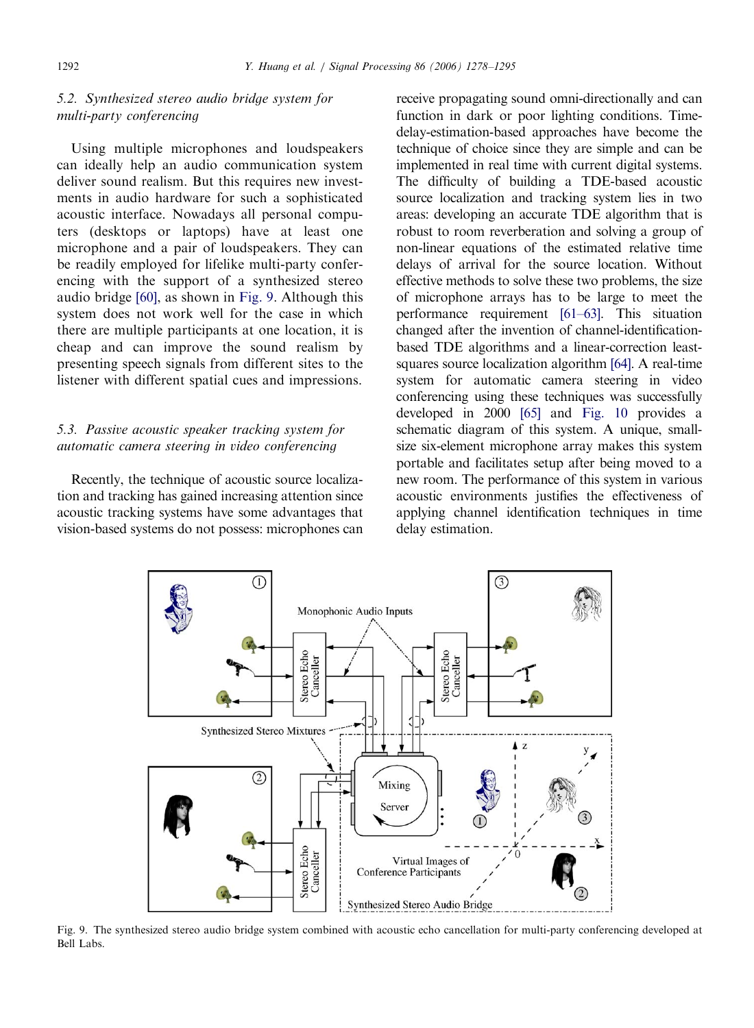### 5.2. Synthesized stereo audio bridge system for multi-party conferencing

Using multiple microphones and loudspeakers can ideally help an audio communication system deliver sound realism. But this requires new investments in audio hardware for such a sophisticated acoustic interface. Nowadays all personal computers (desktops or laptops) have at least one microphone and a pair of loudspeakers. They can be readily employed for lifelike multi-party conferencing with the support of a synthesized stereo audio bridge [60], as shown in Fig. 9. Although this system does not work well for the case in which there are multiple participants at one location, it is cheap and can improve the sound realism by presenting speech signals from different sites to the listener with different spatial cues and impressions.

### 5.3. Passive acoustic speaker tracking system for automatic camera steering in video conferencing

Recently, the technique of acoustic source localization and tracking has gained increasing attention since acoustic tracking systems have some advantages that vision-based systems do not possess: microphones can receive propagating sound omni-directionally and can function in dark or poor lighting conditions. Time-delay-estimation-based approaches have become the technique of choice since they are simple and can be implemented in real time with current digital systems. The difficulty of building a TDE-based acoustic source localization and tracking system lies in two areas: developing an accurate TDE algorithm that is robust to room reverberation and solving a group of non-linear equations of the estimated relative time delays of arrival for the source location. Without effective methods to solve these two problems, the size of microphone arrays has to be large to meet the performance requirement [61–63]. This situation changed after the invention of channel-identification-based TDE algorithms and a linear-correction least-squares source localization algorithm [64]. A real-time system for automatic camera steering in video conferencing using these techniques was successfully developed in 2000 [65] and Fig. 10 provides a schematic diagram of this system. A unique, small-size six-element microphone array makes this system portable and facilitates setup after being moved to a new room. The performance of this system in various acoustic environments justifies the effectiveness of applying channel identification techniques in time delay estimation.

Fig. 9. The synthesized stereo audio bridge system combined with acoustic echo cancellation for multi-party conferencing developed at Bell Labs.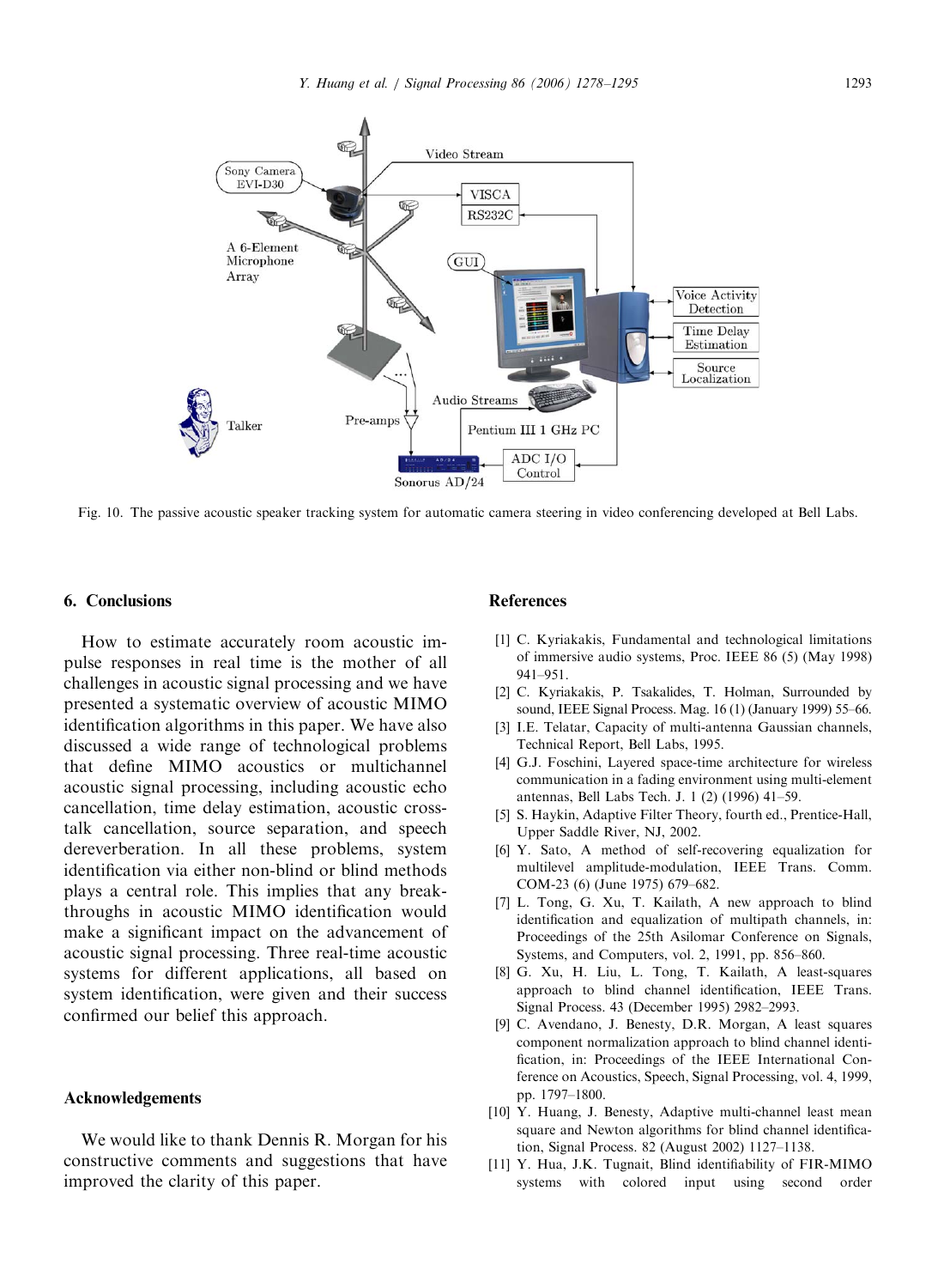Fig. 10. The passive acoustic speaker tracking system for automatic camera steering in video conferencing developed at Bell Labs.

## 6. Conclusions

How to estimate accurately room acoustic impulse responses in real time is the mother of all challenges in acoustic signal processing and we have presented a systematic overview of acoustic MIMO identification algorithms in this paper. We have also discussed a wide range of technological problems that define MIMO acoustics or multichannel acoustic signal processing, including acoustic echo cancellation, time delay estimation, acoustic cross-talk cancellation, source separation, and speech dereverberation. In all these problems, system identification via either non-blind or blind methods plays a central role. This implies that any breakthroughs in acoustic MIMO identification would make a significant impact on the advancement of acoustic signal processing. Three real-time acoustic systems for different applications, all based on system identification, were given and their success confirmed our belief this approach.

## Acknowledgements

We would like to thank Dennis R. Morgan for his constructive comments and suggestions that have improved the clarity of this paper.

## References

[1] C. Kyriakakis, Fundamental and technological limitations of immersive audio systems, Proc. IEEE 86 (5) (May 1998) 941–951.

[2] C. Kyriakakis, P. Tsakalides, T. Holman, Surrounded by sound, IEEE Signal Process. Mag. 16 (1) (January 1999) 55–66.

[3] I.E. Telatar, Capacity of multi-antenna Gaussian channels, Technical Report, Bell Labs, 1995.

[4] G.J. Foschini, Layered space-time architecture for wireless communication in a fading environment using multi-element antennas, Bell Labs Tech. J. 1 (2) (1996) 41–59.

[5] S. Haykin, Adaptive Filter Theory, fourth ed., Prentice-Hall, Upper Saddle River, NJ, 2002.

[6] Y. Sato, A method of self-recovering equalization for multilevel amplitude-modulation, IEEE Trans. Comm. COM-23 (6) (June 1975) 679–682.

[7] L. Tong, G. Xu, T. Kailath, A new approach to blind identification and equalization of multipath channels, in: Proceedings of the 25th Asilomar Conference on Signals, Systems, and Computers, vol. 2, 1991, pp. 856–860.

[8] G. Xu, H. Liu, L. Tong, T. Kailath, A least-squares approach to blind channel identification, IEEE Trans. Signal Process. 43 (December 1995) 2982–2993.

[9] C. Avendano, J. Benesty, D.R. Morgan, A least squares component normalization approach to blind channel identification, in: Proceedings of the IEEE International Conference on Acoustics, Speech, Signal Processing, vol. 4, 1999, pp. 1797–1800.

[10] Y. Huang, J. Benesty, Adaptive multi-channel least mean square and Newton algorithms for blind channel identification, Signal Process. 82 (August 2002) 1127–1138.

[11] Y. Hua, J.K. Tugnait, Blind identifiability of FIR-MIMO systems with colored input using second order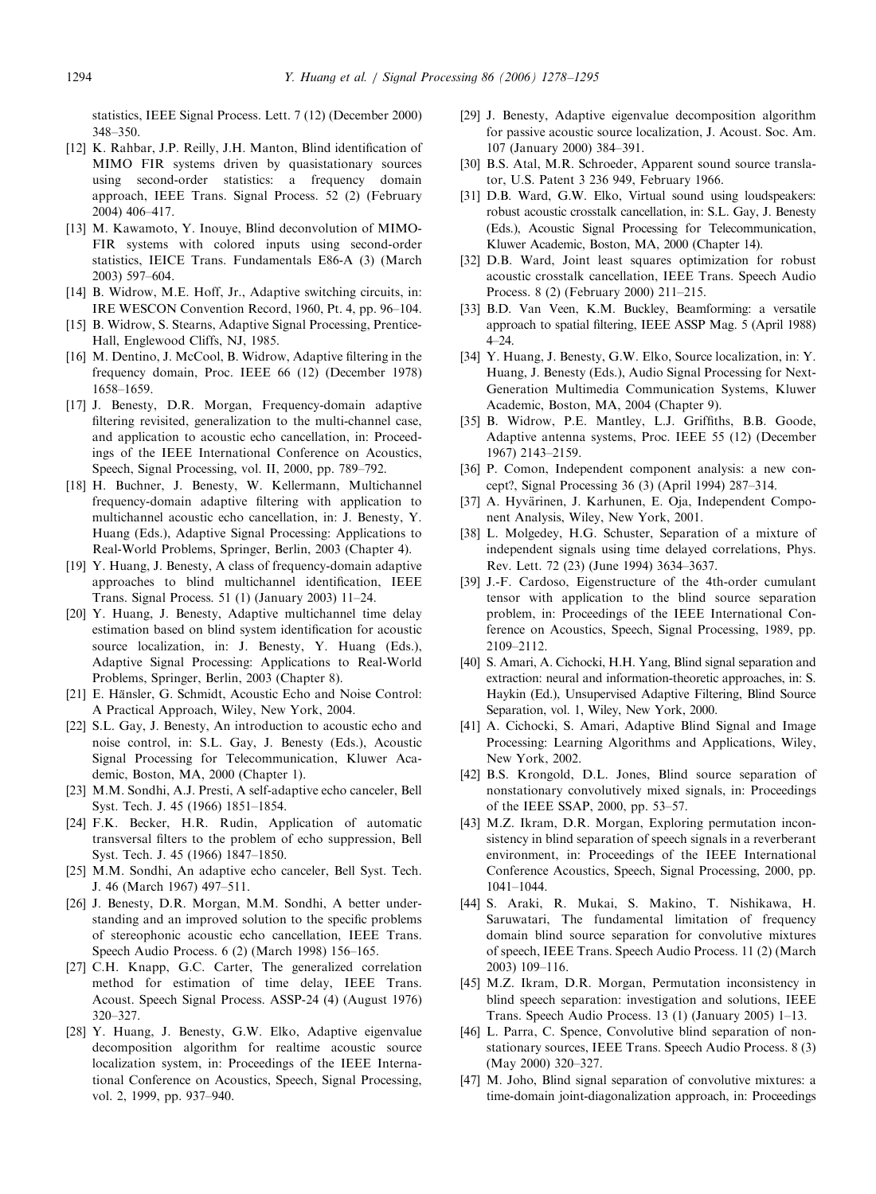statistics, IEEE Signal Process. Lett. 7 (12) (December 2000) 348–350.

[12] K. Rahbar, J.P. Reilly, J.H. Manton, Blind identification of MIMO FIR systems driven by quasistationary sources using second-order statistics: a frequency domain approach, IEEE Trans. Signal Process. 52 (2) (February 2004) 406–417.

[13] M. Kawamoto, Y. Inouye, Blind deconvolution of MIMO-FIR systems with colored inputs using second-order statistics, IEICE Trans. Fundamentals E86-A (3) (March 2003) 597–604.

[14] B. Widrow, M.E. Hoff, Jr., Adaptive switching circuits, in: IRE WESCON Convention Record, 1960, Pt. 4, pp. 96–104.

[15] B. Widrow, S. Stearns, Adaptive Signal Processing, Prentice-Hall, Englewood Cliffs, NJ, 1985.

[16] M. Dentino, J. McCool, B. Widrow, Adaptive filtering in the frequency domain, Proc. IEEE 66 (12) (December 1978) 1658–1659.

[17] J. Benesty, D.R. Morgan, Frequency-domain adaptive filtering revisited, generalization to the multi-channel case, and application to acoustic echo cancellation, in: Proceedings of the IEEE International Conference on Acoustics, Speech, Signal Processing, vol. II, 2000, pp. 789–792.

[18] H. Buchner, J. Benesty, W. Kellermann, Multichannel frequency-domain adaptive filtering with application to multichannel acoustic echo cancellation, in: J. Benesty, Y. Huang (Eds.), Adaptive Signal Processing: Applications to Real-World Problems, Springer, Berlin, 2003 (Chapter 4).

[19] Y. Huang, J. Benesty, A class of frequency-domain adaptive approaches to blind multichannel identification, IEEE Trans. Signal Process. 51 (1) (January 2003) 11–24.

[20] Y. Huang, J. Benesty, Adaptive multichannel time delay estimation based on blind system identification for acoustic source localization, in: J. Benesty, Y. Huang (Eds.), Adaptive Signal Processing: Applications to Real-World Problems, Springer, Berlin, 2003 (Chapter 8).

[21] E. Hänsler, G. Schmidt, Acoustic Echo and Noise Control: A Practical Approach, Wiley, New York, 2004.

[22] S.L. Gay, J. Benesty, An introduction to acoustic echo and noise control, in: S.L. Gay, J. Benesty (Eds.), Acoustic Signal Processing for Telecommunication, Kluwer Academic, Boston, MA, 2000 (Chapter 1).

[23] M.M. Sondhi, A.J. Presti, A self-adaptive echo canceler, Bell Syst. Tech. J. 45 (1966) 1851–1854.

[24] F.K. Becker, H.R. Rudin, Application of automatic transversal filters to the problem of echo suppression, Bell Syst. Tech. J. 45 (1966) 1847–1850.

[25] M.M. Sondhi, An adaptive echo canceler, Bell Syst. Tech. J. 46 (March 1967) 497–511.

[26] J. Benesty, D.R. Morgan, M.M. Sondhi, A better understanding and an improved solution to the specific problems of stereophonic acoustic echo cancellation, IEEE Trans. Speech Audio Process. 6 (2) (March 1998) 156–165.

[27] C.H. Knapp, G.C. Carter, The generalized correlation method for estimation of time delay, IEEE Trans. Acoust. Speech Signal Process. ASSP-24 (4) (August 1976) 320–327.

[28] Y. Huang, J. Benesty, G.W. Elko, Adaptive eigenvalue decomposition algorithm for realtime acoustic source localization system, in: Proceedings of the IEEE International Conference on Acoustics, Speech, Signal Processing, vol. 2, 1999, pp. 937–940.

[29] J. Benesty, Adaptive eigenvalue decomposition algorithm for passive acoustic source localization, J. Acoust. Soc. Am. 107 (January 2000) 384–391.

[30] B.S. Atal, M.R. Schroeder, Apparent sound source translator, U.S. Patent 3 236 949, February 1966.

[31] D.B. Ward, G.W. Elko, Virtual sound using loudspeakers: robust acoustic crosstalk cancellation, in: S.L. Gay, J. Benesty (Eds.), Acoustic Signal Processing for Telecommunication, Kluwer Academic, Boston, MA, 2000 (Chapter 14).

[32] D.B. Ward, Joint least squares optimization for robust acoustic crosstalk cancellation, IEEE Trans. Speech Audio Process. 8 (2) (February 2000) 211–215.

[33] B.D. Van Veen, K.M. Buckley, Beamforming: a versatile approach to spatial filtering, IEEE ASSP Mag. 5 (April 1988) 4–24.

[34] Y. Huang, J. Benesty, G.W. Elko, Source localization, in: Y. Huang, J. Benesty (Eds.), Audio Signal Processing for Next-Generation Multimedia Communication Systems, Kluwer Academic, Boston, MA, 2004 (Chapter 9).

[35] B. Widrow, P.E. Mantley, L.J. Griffiths, B.B. Goode, Adaptive antenna systems, Proc. IEEE 55 (12) (December 1967) 2143–2159.

[36] P. Comon, Independent component analysis: a new concept?, Signal Processing 36 (3) (April 1994) 287–314.

[37] A. Hyvärinen, J. Karhunen, E. Oja, Independent Component Analysis, Wiley, New York, 2001.

[38] L. Molgedey, H.G. Schuster, Separation of a mixture of independent signals using time delayed correlations, Phys. Rev. Lett. 72 (23) (June 1994) 3634–3637.

[39] J.-F. Cardoso, Eigenstructure of the 4th-order cumulant tensor with application to the blind source separation problem, in: Proceedings of the IEEE International Conference on Acoustics, Speech, Signal Processing, 1989, pp. 2109–2112.

[40] S. Amari, A. Cichocki, H.H. Yang, Blind signal separation and extraction: neural and information-theoretic approaches, in: S. Haykin (Ed.), Unsupervised Adaptive Filtering, Blind Source Separation, vol. 1, Wiley, New York, 2000.

[41] A. Cichocki, S. Amari, Adaptive Blind Signal and Image Processing: Learning Algorithms and Applications, Wiley, New York, 2002.

[42] B.S. Krongold, D.L. Jones, Blind source separation of nonstationary convolutively mixed signals, in: Proceedings of the IEEE SSAP, 2000, pp. 53–57.

[43] M.Z. Ikram, D.R. Morgan, Exploring permutation inconsistency in blind separation of speech signals in a reverberant environment, in: Proceedings of the IEEE International Conference Acoustics, Speech, Signal Processing, 2000, pp. 1041–1044.

[44] S. Araki, R. Mukai, S. Makino, T. Nishikawa, H. Saruwatari, The fundamental limitation of frequency domain blind source separation for convolutive mixtures of speech, IEEE Trans. Speech Audio Process. 11 (2) (March 2003) 109–116.

[45] M.Z. Ikram, D.R. Morgan, Permutation inconsistency in blind speech separation: investigation and solutions, IEEE Trans. Speech Audio Process. 13 (1) (January 2005) 1–13.

[46] L. Parra, C. Spence, Convolutive blind separation of non-stationary sources, IEEE Trans. Speech Audio Process. 8 (3) (May 2000) 320–327.

[47] M. Joho, Blind signal separation of convolutive mixtures: a time-domain joint-diagonalization approach, in: Proceedings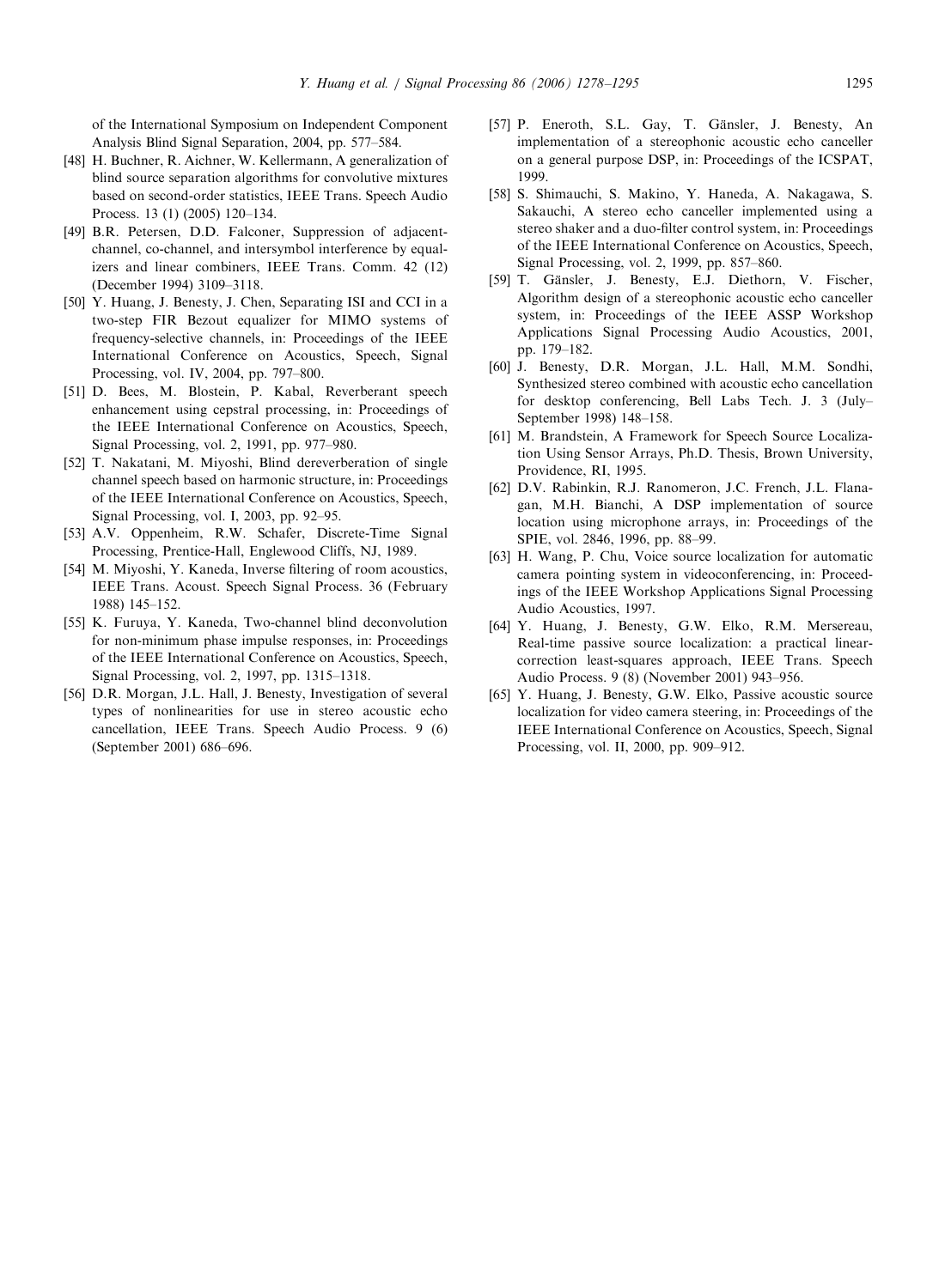of the International Symposium on Independent Component Analysis Blind Signal Separation, 2004, pp. 577–584.

[48] H. Buchner, R. Aichner, W. Kellermann, A generalization of blind source separation algorithms for convolutive mixtures based on second-order statistics, IEEE Trans. Speech Audio Process. 13 (1) (2005) 120–134.

[49] B.R. Petersen, D.D. Falconer, Suppression of adjacent-channel, co-channel, and intersymbol interference by equalizers and linear combiners, IEEE Trans. Comm. 42 (12) (December 1994) 3109–3118.

[50] Y. Huang, J. Benesty, J. Chen, Separating ISI and CCI in a two-step FIR Bezout equalizer for MIMO systems of frequency-selective channels, in: Proceedings of the IEEE International Conference on Acoustics, Speech, Signal Processing, vol. IV, 2004, pp. 797–800.

[51] D. Bees, M. Blostein, P. Kabal, Reverberant speech enhancement using cepstral processing, in: Proceedings of the IEEE International Conference on Acoustics, Speech, Signal Processing, vol. 2, 1991, pp. 977–980.

[52] T. Nakatani, M. Miyoshi, Blind dereverberation of single channel speech based on harmonic structure, in: Proceedings of the IEEE International Conference on Acoustics, Speech, Signal Processing, vol. I, 2003, pp. 92–95.

[53] A.V. Oppenheim, R.W. Schafer, Discrete-Time Signal Processing, Prentice-Hall, Englewood Cliffs, NJ, 1989.

[54] M. Miyoshi, Y. Kaneda, Inverse filtering of room acoustics, IEEE Trans. Acoust. Speech Signal Process. 36 (February 1988) 145–152.

[55] K. Furuya, Y. Kaneda, Two-channel blind deconvolution for non-minimum phase impulse responses, in: Proceedings of the IEEE International Conference on Acoustics, Speech, Signal Processing, vol. 2, 1997, pp. 1315–1318.

[56] D.R. Morgan, J.L. Hall, J. Benesty, Investigation of several types of nonlinearities for use in stereo acoustic echo cancellation, IEEE Trans. Speech Audio Process. 9 (6) (September 2001) 686–696.

[57] P. Eneroth, S.L. Gay, T. Gänsler, J. Benesty, An implementation of a stereophonic acoustic echo canceller on a general purpose DSP, in: Proceedings of the ICSPAT, 1999.

[58] S. Shimauchi, S. Makino, Y. Haneda, A. Nakagawa, S. Sakauchi, A stereo echo canceller implemented using a stereo shaker and a duo-filter control system, in: Proceedings of the IEEE International Conference on Acoustics, Speech, Signal Processing, vol. 2, 1999, pp. 857–860.

[59] T. Gänsler, J. Benesty, E.J. Diethorn, V. Fischer, Algorithm design of a stereophonic acoustic echo canceller system, in: Proceedings of the IEEE ASSP Workshop Applications Signal Processing Audio Acoustics, 2001, pp. 179–182.

[60] J. Benesty, D.R. Morgan, J.L. Hall, M.M. Sondhi, Synthesized stereo combined with acoustic echo cancellation for desktop conferencing, Bell Labs Tech. J. 3 (July–September 1998) 148–158.

[61] M. Brandstein, A Framework for Speech Source Localization Using Sensor Arrays, Ph.D. Thesis, Brown University, Providence, RI, 1995.

[62] D.V. Rabinkin, R.J. Ranomeron, J.C. French, J.L. Flanagan, M.H. Bianchi, A DSP implementation of source location using microphone arrays, in: Proceedings of the SPIE, vol. 2846, 1996, pp. 88–99.

[63] H. Wang, P. Chu, Voice source localization for automatic camera pointing system in videoconferencing, in: Proceedings of the IEEE Workshop Applications Signal Processing Audio Acoustics, 1997.

[64] Y. Huang, J. Benesty, G.W. Elko, R.M. Mersereau, Real-time passive source localization: a practical linear-correction least-squares approach, IEEE Trans. Speech Audio Process. 9 (8) (November 2001) 943–956.

[65] Y. Huang, J. Benesty, G.W. Elko, Passive acoustic source localization for video camera steering, in: Proceedings of the IEEE International Conference on Acoustics, Speech, Signal Processing, vol. II, 2000, pp. 909–912.